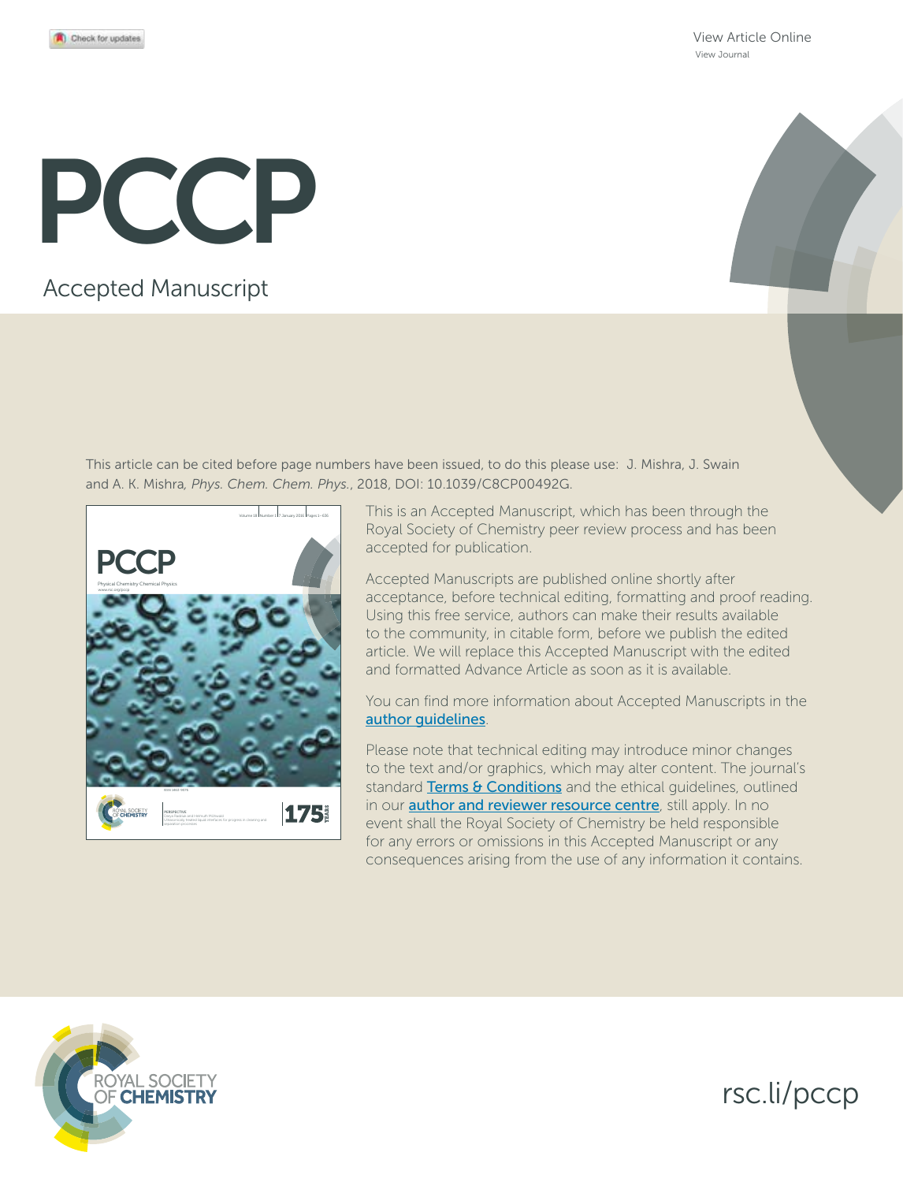Check for updates

View Article Online
View Journal

# PCCP

Accepted Manuscript

This article can be cited before page numbers have been issued, to do this please use: J. Mishra, J. Swain and A. K. Mishra, *Phys. Chem. Chem. Phys.*, 2018, DOI: 10.1039/C8CP00492G.

This is an Accepted Manuscript, which has been through the Royal Society of Chemistry peer review process and has been accepted for publication.

Accepted Manuscripts are published online shortly after acceptance, before technical editing, formatting and proof reading. Using this free service, authors can make their results available to the community, in citable form, before we publish the edited article. We will replace this Accepted Manuscript with the edited and formatted Advance Article as soon as it is available.

You can find more information about Accepted Manuscripts in the author guidelines.

Please note that technical editing may introduce minor changes to the text and/or graphics, which may alter content. The journal's standard Terms & Conditions and the ethical guidelines, outlined in our author and reviewer resource centre, still apply. In no event shall the Royal Society of Chemistry be held responsible for any errors or omissions in this Accepted Manuscript or any consequences arising from the use of any information it contains.

ROYAL SOCIETY OF CHEMISTRY

rsc.li/pccp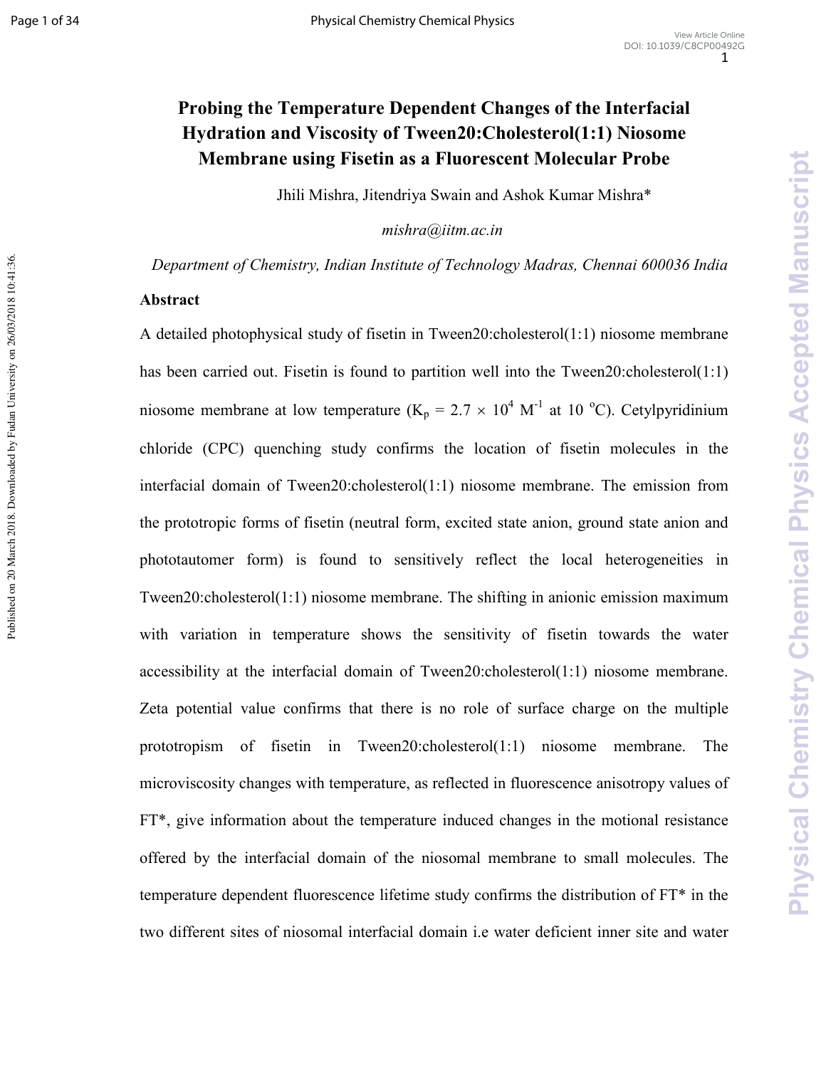# Probing the Temperature Dependent Changes of the Interfacial Hydration and Viscosity of Tween20:Cholesterol(1:1) Niosome Membrane using Fisetin as a Fluorescent Molecular Probe

Jhili Mishra, Jitendriya Swain and Ashok Kumar Mishra*

*mishra@iitm.ac.in*

*Department of Chemistry, Indian Institute of Technology Madras, Chennai 600036 India*

## Abstract

A detailed photophysical study of fisetin in Tween20:cholesterol(1:1) niosome membrane has been carried out. Fisetin is found to partition well into the Tween20:cholesterol(1:1) niosome membrane at low temperature ($K_p = 2.7 \times 10^4$ $M^{-1}$ at 10 $^oC$). Cetylpyridinium chloride (CPC) quenching study confirms the location of fisetin molecules in the interfacial domain of Tween20:cholesterol(1:1) niosome membrane. The emission from the prototropic forms of fisetin (neutral form, excited state anion, ground state anion and phototautomer form) is found to sensitively reflect the local heterogeneities in Tween20:cholesterol(1:1) niosome membrane. The shifting in anionic emission maximum with variation in temperature shows the sensitivity of fisetin towards the water accessibility at the interfacial domain of Tween20:cholesterol(1:1) niosome membrane. Zeta potential value confirms that there is no role of surface charge on the multiple prototropism of fisetin in Tween20:cholesterol(1:1) niosome membrane. The microviscosity changes with temperature, as reflected in fluorescence anisotropy values of FT*, give information about the temperature induced changes in the motional resistance offered by the interfacial domain of the niosomal membrane to small molecules. The temperature dependent fluorescence lifetime study confirms the distribution of FT* in the two different sites of niosomal interfacial domain i.e water deficient inner site and water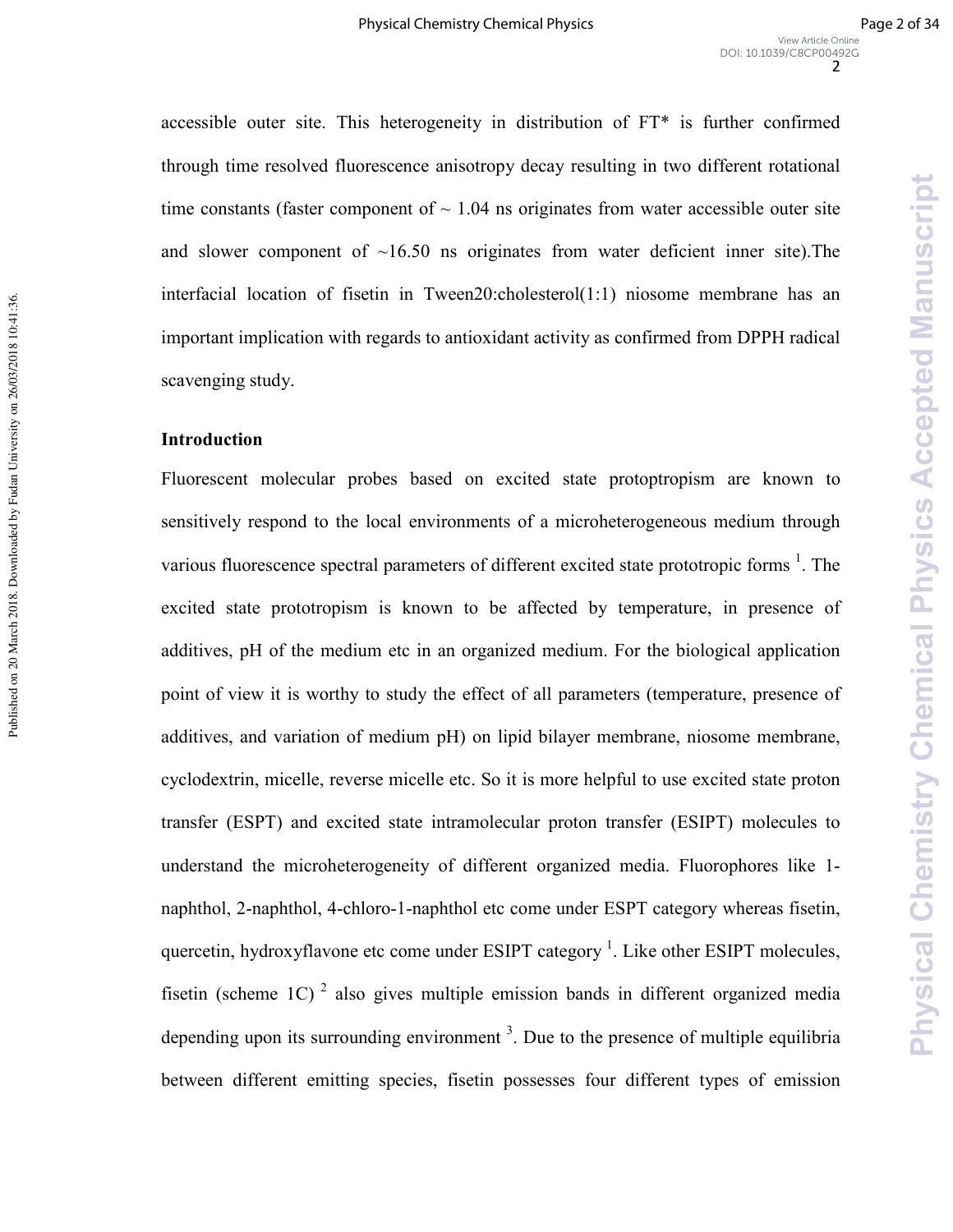accessible outer site. This heterogeneity in distribution of FT* is further confirmed through time resolved fluorescence anisotropy decay resulting in two different rotational time constants (faster component of ~ 1.04 ns originates from water accessible outer site and slower component of ~16.50 ns originates from water deficient inner site).The interfacial location of fisetin in Tween20:cholesterol(1:1) niosome membrane has an important implication with regards to antioxidant activity as confirmed from DPPH radical scavenging study.

## Introduction

Fluorescent molecular probes based on excited state protoptropism are known to sensitively respond to the local environments of a microheterogeneous medium through various fluorescence spectral parameters of different excited state prototropic forms [1]. The excited state prototropism is known to be affected by temperature, in presence of additives, pH of the medium etc in an organized medium. For the biological application point of view it is worthy to study the effect of all parameters (temperature, presence of additives, and variation of medium pH) on lipid bilayer membrane, niosome membrane, cyclodextrin, micelle, reverse micelle etc. So it is more helpful to use excited state proton transfer (ESPT) and excited state intramolecular proton transfer (ESIPT) molecules to understand the microheterogeneity of different organized media. Fluorophores like 1-naphthol, 2-naphthol, 4-chloro-1-naphthol etc come under ESPT category whereas fisetin, quercetin, hydroxyflavone etc come under ESIPT category [1]. Like other ESIPT molecules, fisetin (scheme 1C) [2] also gives multiple emission bands in different organized media depending upon its surrounding environment [3]. Due to the presence of multiple equilibria between different emitting species, fisetin possesses four different types of emission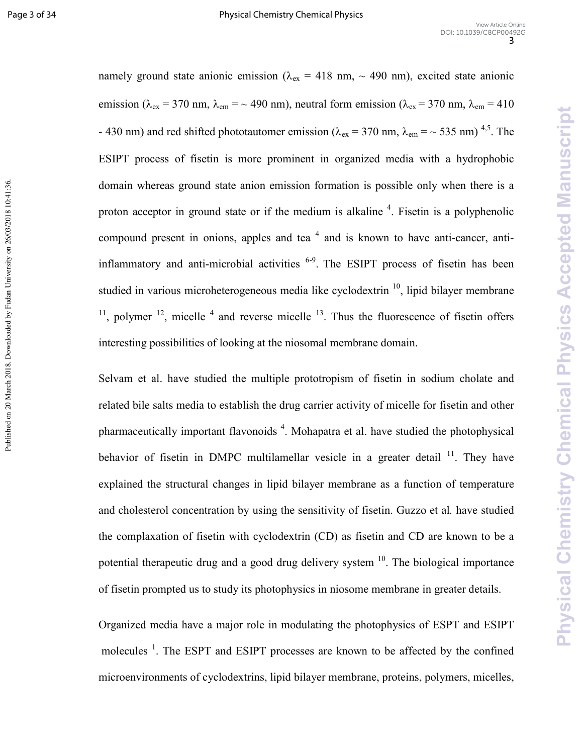namely ground state anionic emission ($\lambda_{ex}$ = 418 nm, ~ 490 nm), excited state anionic emission ($\lambda_{ex}$ = 370 nm, $\lambda_{em}$ = ~ 490 nm), neutral form emission ($\lambda_{ex}$ = 370 nm, $\lambda_{em}$ = 410 - 430 nm) and red shifted phototautomer emission ($\lambda_{ex}$ = 370 nm, $\lambda_{em}$ = ~ 535 nm) [4,5]. The ESIPT process of fisetin is more prominent in organized media with a hydrophobic domain whereas ground state anion emission formation is possible only when there is a proton acceptor in ground state or if the medium is alkaline [4]. Fisetin is a polyphenolic compound present in onions, apples and tea [4] and is known to have anti-cancer, anti-inflammatory and anti-microbial activities [6-9]. The ESIPT process of fisetin has been studied in various microheterogeneous media like cyclodextrin [10], lipid bilayer membrane [11], polymer [12], micelle [4] and reverse micelle [13]. Thus the fluorescence of fisetin offers interesting possibilities of looking at the niosomal membrane domain.

Selvam et al. have studied the multiple prototropism of fisetin in sodium cholate and related bile salts media to establish the drug carrier activity of micelle for fisetin and other pharmaceutically important flavonoids [4]. Mohapatra et al. have studied the photophysical behavior of fisetin in DMPC multilamellar vesicle in a greater detail [11]. They have explained the structural changes in lipid bilayer membrane as a function of temperature and cholesterol concentration by using the sensitivity of fisetin. Guzzo et al*.* have studied the complaxation of fisetin with cyclodextrin (CD) as fisetin and CD are known to be a potential therapeutic drug and a good drug delivery system [10]. The biological importance of fisetin prompted us to study its photophysics in niosome membrane in greater details.

Organized media have a major role in modulating the photophysics of ESPT and ESIPT molecules [1]. The ESPT and ESIPT processes are known to be affected by the confined microenvironments of cyclodextrins, lipid bilayer membrane, proteins, polymers, micelles,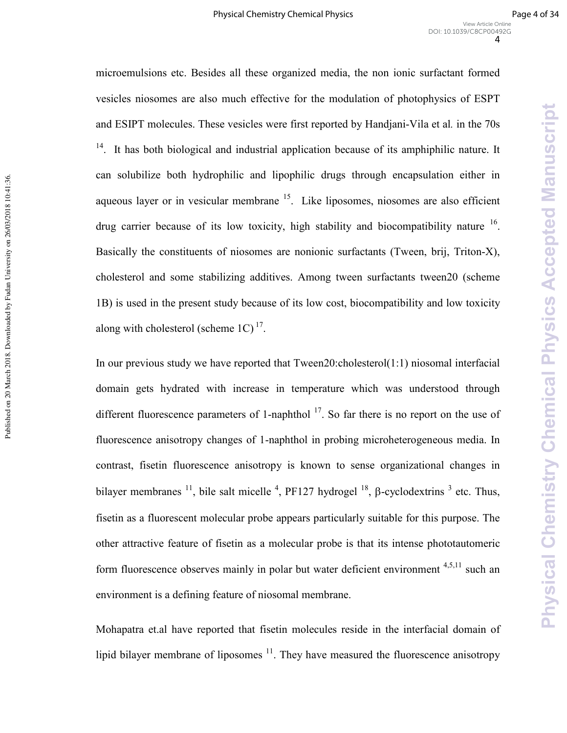microemulsions etc. Besides all these organized media, the non ionic surfactant formed vesicles niosomes are also much effective for the modulation of photophysics of ESPT and ESIPT molecules. These vesicles were first reported by Handjani-Vila et al*.* in the 70s [14]. It has both biological and industrial application because of its amphiphilic nature. It can solubilize both hydrophilic and lipophilic drugs through encapsulation either in aqueous layer or in vesicular membrane [15]. Like liposomes, niosomes are also efficient drug carrier because of its low toxicity, high stability and biocompatibility nature [16]. Basically the constituents of niosomes are nonionic surfactants (Tween, brij, Triton-X), cholesterol and some stabilizing additives. Among tween surfactants tween20 (scheme 1B) is used in the present study because of its low cost, biocompatibility and low toxicity along with cholesterol (scheme 1C) [17].

In our previous study we have reported that Tween20:cholesterol(1:1) niosomal interfacial domain gets hydrated with increase in temperature which was understood through different fluorescence parameters of 1-naphthol [17]. So far there is no report on the use of fluorescence anisotropy changes of 1-naphthol in probing microheterogeneous media. In contrast, fisetin fluorescence anisotropy is known to sense organizational changes in bilayer membranes [11], bile salt micelle [4], PF127 hydrogel [18], β-cyclodextrins [3] etc. Thus, fisetin as a fluorescent molecular probe appears particularly suitable for this purpose. The other attractive feature of fisetin as a molecular probe is that its intense phototautomeric form fluorescence observes mainly in polar but water deficient environment [4,5,11] such an environment is a defining feature of niosomal membrane.

Mohapatra et.al have reported that fisetin molecules reside in the interfacial domain of lipid bilayer membrane of liposomes [11]. They have measured the fluorescence anisotropy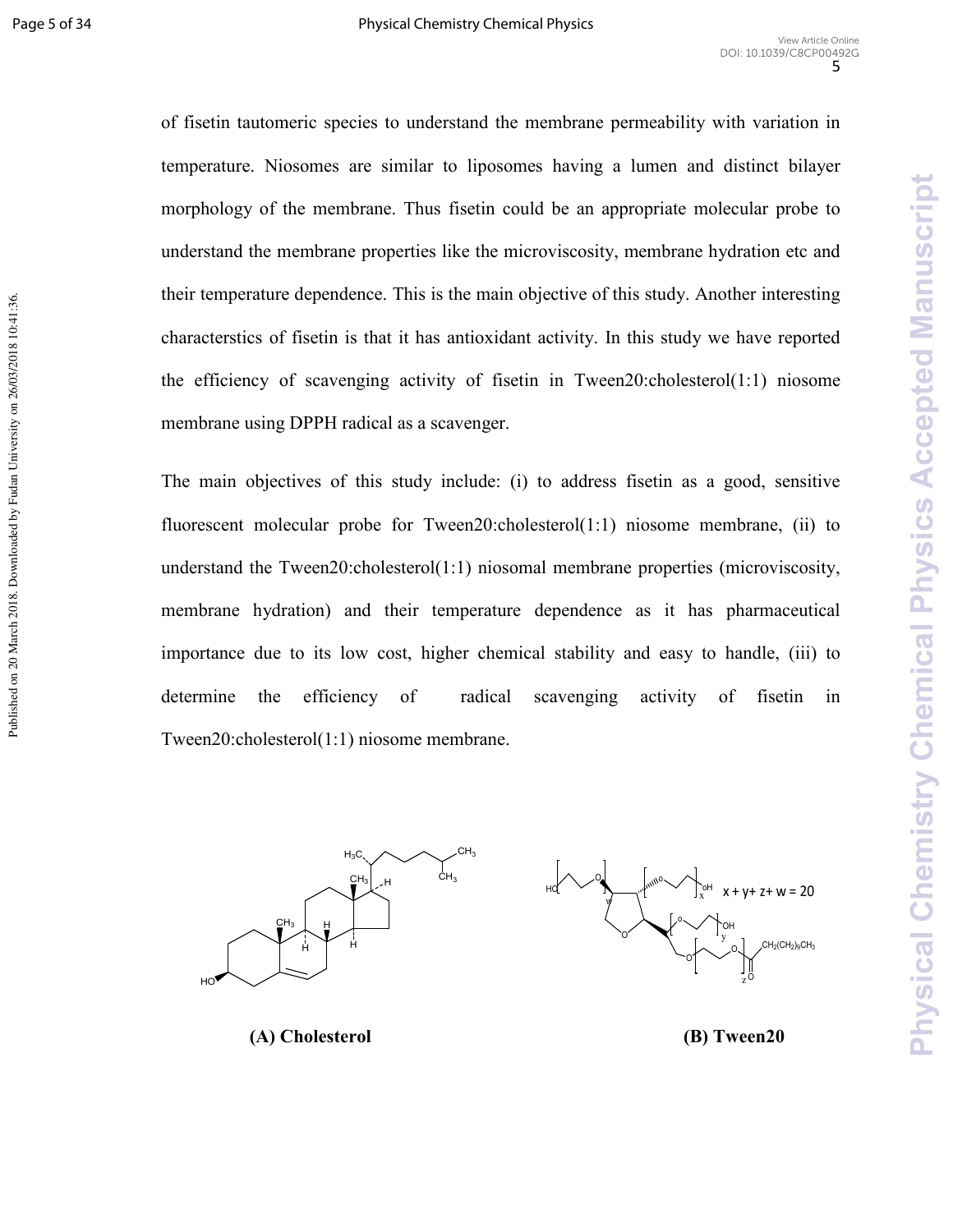of fisetin tautomeric species to understand the membrane permeability with variation in temperature. Niosomes are similar to liposomes having a lumen and distinct bilayer morphology of the membrane. Thus fisetin could be an appropriate molecular probe to understand the membrane properties like the microviscosity, membrane hydration etc and their temperature dependence. This is the main objective of this study. Another interesting characterstics of fisetin is that it has antioxidant activity. In this study we have reported the efficiency of scavenging activity of fisetin in Tween20:cholesterol(1:1) niosome membrane using DPPH radical as a scavenger.

The main objectives of this study include: (i) to address fisetin as a good, sensitive fluorescent molecular probe for Tween20:cholesterol(1:1) niosome membrane, (ii) to understand the Tween20:cholesterol(1:1) niosomal membrane properties (microviscosity, membrane hydration) and their temperature dependence as it has pharmaceutical importance due to its low cost, higher chemical stability and easy to handle, (iii) to determine the efficiency of radical scavenging activity of fisetin in Tween20:cholesterol(1:1) niosome membrane.

$x + y + z + w = 20$

**(A) Cholesterol** **(B) Tween20**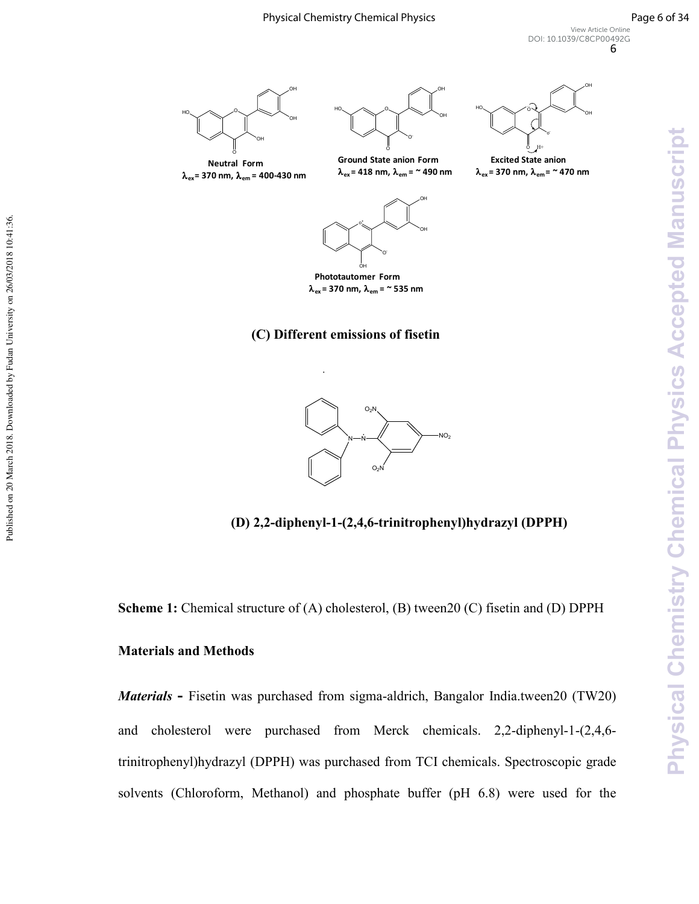Neutral Form
$\lambda_{ex}$ = 370 nm, $\lambda_{em}$ = 400-430 nm

Ground State anion Form
$\lambda_{ex}$ = 418 nm, $\lambda_{em}$ = ~ 490 nm

Excited State anion
$\lambda_{ex}$ = 370 nm, $\lambda_{em}$ = ~ 470 nm

Phototautomer Form
$\lambda_{ex}$ = 370 nm, $\lambda_{em}$ = ~ 535 nm

**(C) Different emissions of fisetin**

**(D) 2,2-diphenyl-1-(2,4,6-trinitrophenyl)hydrazyl (DPPH)**

**Scheme 1:** Chemical structure of (A) cholesterol, (B) tween20 (C) fisetin and (D) DPPH

## Materials and Methods

***Materials* -** Fisetin was purchased from sigma-aldrich, Bangalor India.tween20 (TW20) and cholesterol were purchased from Merck chemicals. 2,2-diphenyl-1-(2,4,6-trinitrophenyl)hydrazyl (DPPH) was purchased from TCI chemicals. Spectroscopic grade solvents (Chloroform, Methanol) and phosphate buffer (pH 6.8) were used for the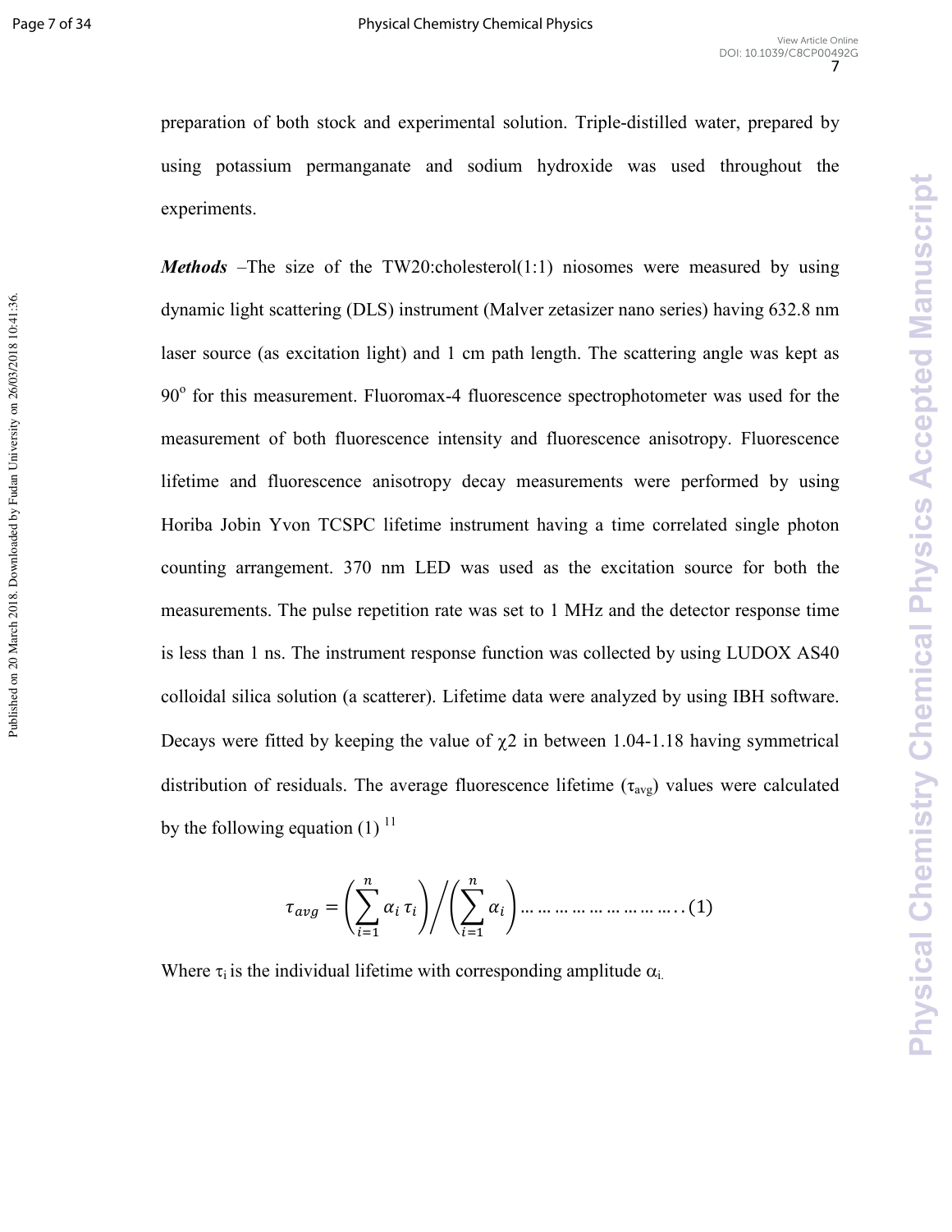preparation of both stock and experimental solution. Triple-distilled water, prepared by using potassium permanganate and sodium hydroxide was used throughout the experiments.

***Methods*** –The size of the TW20:cholesterol(1:1) niosomes were measured by using dynamic light scattering (DLS) instrument (Malver zetasizer nano series) having 632.8 nm laser source (as excitation light) and 1 cm path length. The scattering angle was kept as 90$^{o}$ for this measurement. Fluoromax-4 fluorescence spectrophotometer was used for the measurement of both fluorescence intensity and fluorescence anisotropy. Fluorescence lifetime and fluorescence anisotropy decay measurements were performed by using Horiba Jobin Yvon TCSPC lifetime instrument having a time correlated single photon counting arrangement. 370 nm LED was used as the excitation source for both the measurements. The pulse repetition rate was set to 1 MHz and the detector response time is less than 1 ns. The instrument response function was collected by using LUDOX AS40 colloidal silica solution (a scatterer). Lifetime data were analyzed by using IBH software. Decays were fitted by keeping the value of $\chi 2$ in between 1.04-1.18 having symmetrical distribution of residuals. The average fluorescence lifetime ($\tau_{avg}$) values were calculated by the following equation (1) [11]

$$\tau_{avg} = \left(\sum_{i=1}^{n} \alpha_i \, \tau_i\right) \Big/ \left(\sum_{i=1}^{n} \alpha_i\right) \ldots\ldots\ldots\ldots\ldots\ldots\ldots\ldots (1)$$

Where $\tau_i$ is the individual lifetime with corresponding amplitude $\alpha_i$.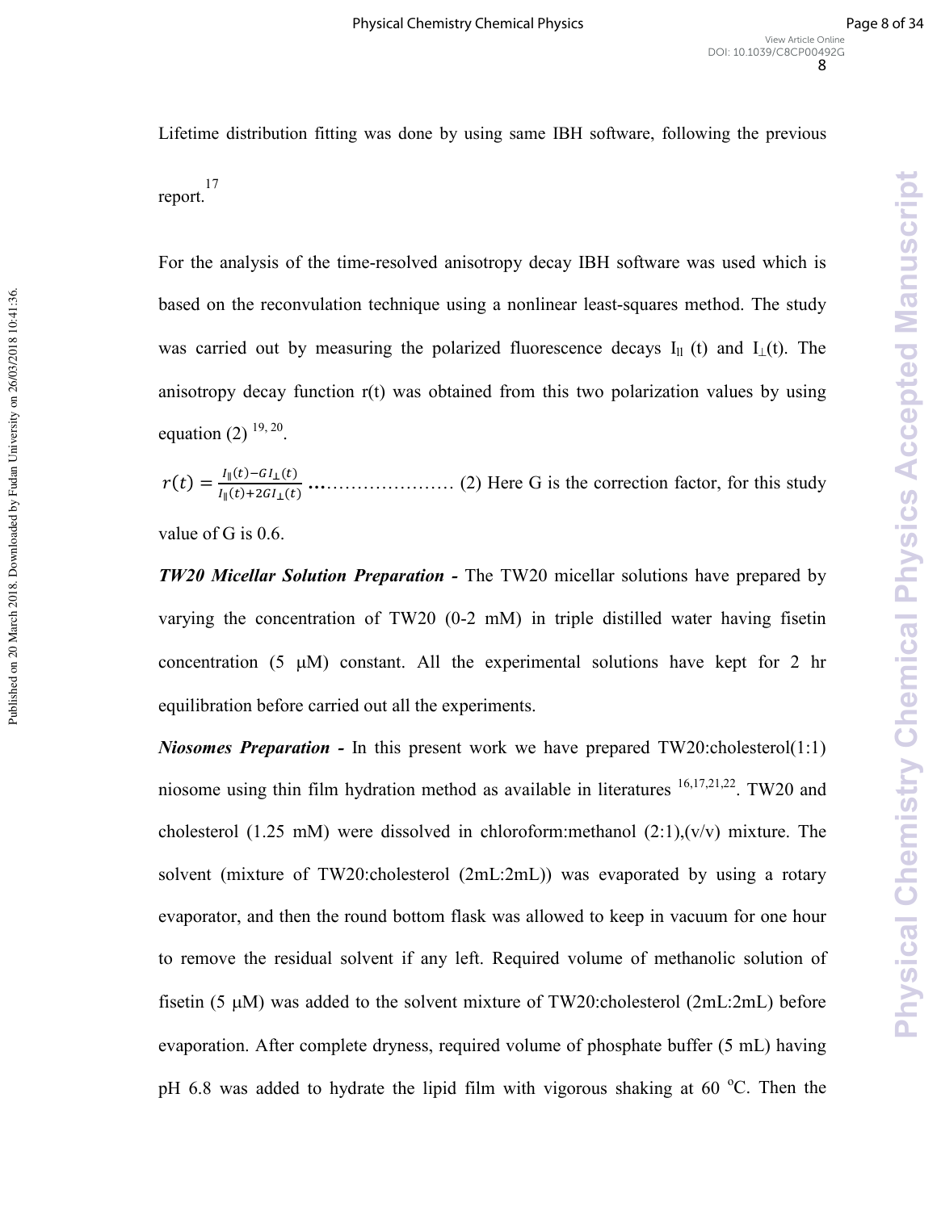Lifetime distribution fitting was done by using same IBH software, following the previous report.[17]

For the analysis of the time-resolved anisotropy decay IBH software was used which is based on the reconvulation technique using a nonlinear least-squares method. The study was carried out by measuring the polarized fluorescence decays $I_{\parallel}$ (t) and $I_{\perp}$(t). The anisotropy decay function r(t) was obtained from this two polarization values by using equation (2) [19, 20].

$$r(t) = \frac{I_{\parallel}(t) - GI_{\perp}(t)}{I_{\parallel}(t) + 2GI_{\perp}(t)} \quad \ldots\ldots\ldots\ldots\ldots\ldots\ldots\ldots (2)$$

Here G is the correction factor, for this study value of G is 0.6.

***TW20 Micellar Solution Preparation -*** The TW20 micellar solutions have prepared by varying the concentration of TW20 (0-2 mM) in triple distilled water having fisetin concentration (5 μM) constant. All the experimental solutions have kept for 2 hr equilibration before carried out all the experiments.

***Niosomes Preparation -*** In this present work we have prepared TW20:cholesterol(1:1) niosome using thin film hydration method as available in literatures [16,17,21,22]. TW20 and cholesterol (1.25 mM) were dissolved in chloroform:methanol (2:1),(v/v) mixture. The solvent (mixture of TW20:cholesterol (2mL:2mL)) was evaporated by using a rotary evaporator, and then the round bottom flask was allowed to keep in vacuum for one hour to remove the residual solvent if any left. Required volume of methanolic solution of fisetin (5 μM) was added to the solvent mixture of TW20:cholesterol (2mL:2mL) before evaporation. After complete dryness, required volume of phosphate buffer (5 mL) having pH 6.8 was added to hydrate the lipid film with vigorous shaking at 60 °C. Then the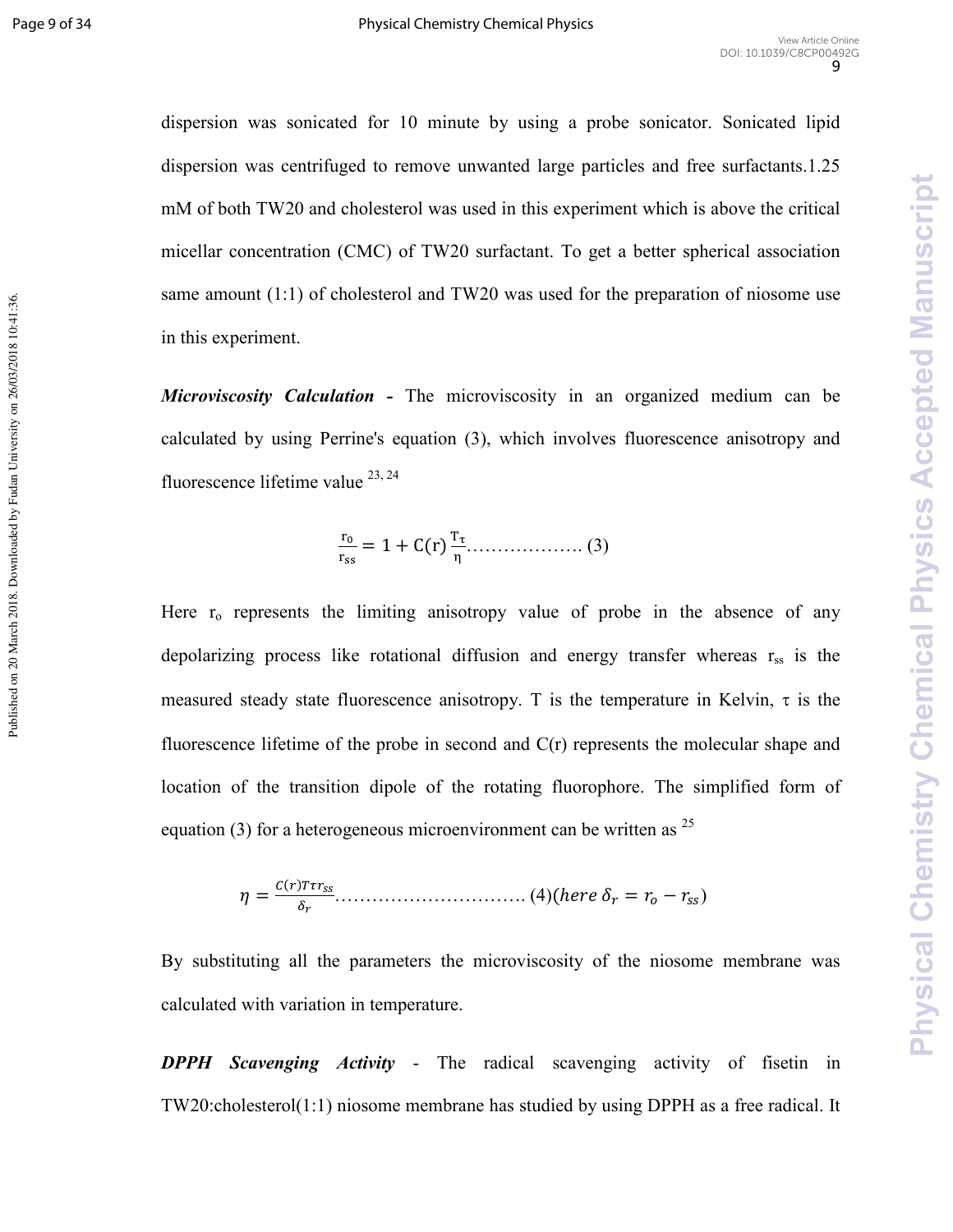dispersion was sonicated for 10 minute by using a probe sonicator. Sonicated lipid dispersion was centrifuged to remove unwanted large particles and free surfactants.1.25 mM of both TW20 and cholesterol was used in this experiment which is above the critical micellar concentration (CMC) of TW20 surfactant. To get a better spherical association same amount (1:1) of cholesterol and TW20 was used for the preparation of niosome use in this experiment.

***Microviscosity Calculation*** **-** The microviscosity in an organized medium can be calculated by using Perrine's equation (3), which involves fluorescence anisotropy and fluorescence lifetime value [23, 24]

$$\frac{r_0}{r_{ss}} = 1 + C(r)\frac{T\tau}{\eta} \ldots\ldots\ldots\ldots\ldots\ldots (3)$$

Here $r_o$ represents the limiting anisotropy value of probe in the absence of any depolarizing process like rotational diffusion and energy transfer whereas $r_{ss}$ is the measured steady state fluorescence anisotropy. T is the temperature in Kelvin, $\tau$ is the fluorescence lifetime of the probe in second and C(r) represents the molecular shape and location of the transition dipole of the rotating fluorophore. The simplified form of equation (3) for a heterogeneous microenvironment can be written as [25]

$$\eta = \frac{C(r)T\tau r_{ss}}{\delta_r} \ldots\ldots\ldots\ldots\ldots\ldots\ldots\ldots\ldots\ldots (4) (here\ \delta_r = r_o - r_{ss})$$

By substituting all the parameters the microviscosity of the niosome membrane was calculated with variation in temperature.

***DPPH Scavenging Activity*** - The radical scavenging activity of fisetin in TW20:cholesterol(1:1) niosome membrane has studied by using DPPH as a free radical. It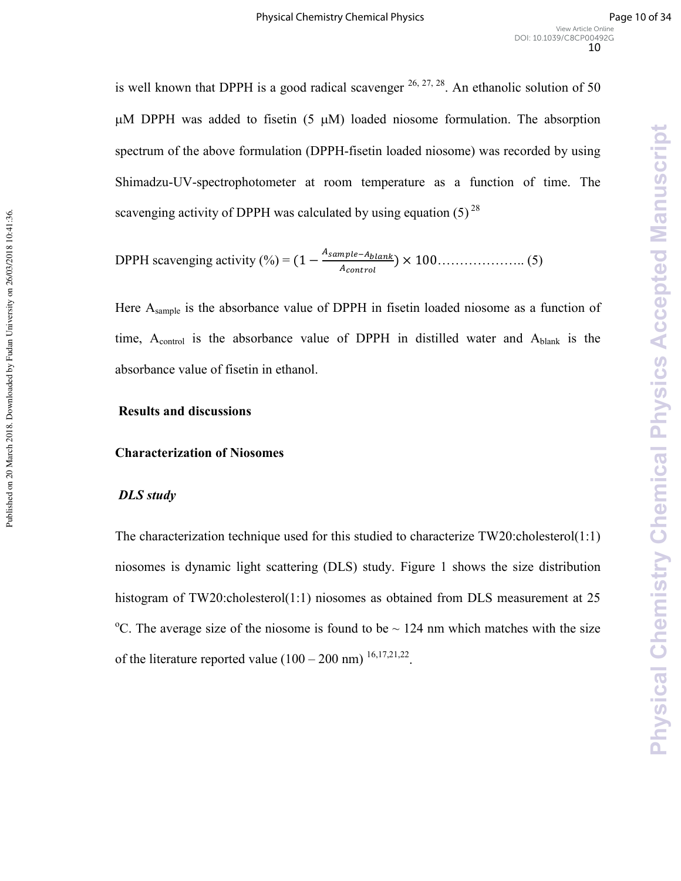is well known that DPPH is a good radical scavenger [26, 27, 28]. An ethanolic solution of 50 μM DPPH was added to fisetin (5 μM) loaded niosome formulation. The absorption spectrum of the above formulation (DPPH-fisetin loaded niosome) was recorded by using Shimadzu-UV-spectrophotometer at room temperature as a function of time. The scavenging activity of DPPH was calculated by using equation (5) [28]

$$\text{DPPH scavenging activity (\%)} = \left(1 - \frac{A_{sample} - A_{blank}}{A_{control}}\right) \times 100 \quad \text{……………….. (5)}$$

Here $A_{sample}$ is the absorbance value of DPPH in fisetin loaded niosome as a function of time, $A_{control}$ is the absorbance value of DPPH in distilled water and $A_{blank}$ is the absorbance value of fisetin in ethanol.

## Results and discussions

### Characterization of Niosomes

#### *DLS study*

The characterization technique used for this studied to characterize TW20:cholesterol(1:1) niosomes is dynamic light scattering (DLS) study. Figure 1 shows the size distribution histogram of TW20:cholesterol(1:1) niosomes as obtained from DLS measurement at 25 °C. The average size of the niosome is found to be ~ 124 nm which matches with the size of the literature reported value (100 – 200 nm) [16,17,21,22].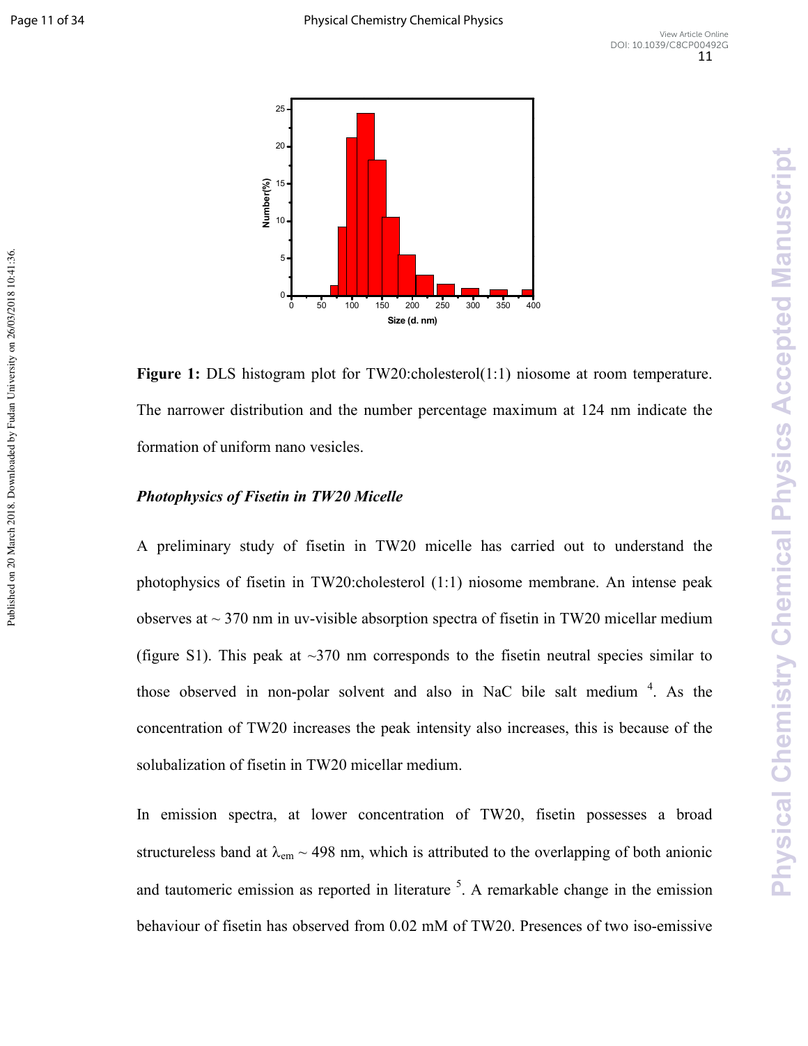**Figure 1:** DLS histogram plot for TW20:cholesterol(1:1) niosome at room temperature. The narrower distribution and the number percentage maximum at 124 nm indicate the formation of uniform nano vesicles.

***Photophysics of Fisetin in TW20 Micelle***

A preliminary study of fisetin in TW20 micelle has carried out to understand the photophysics of fisetin in TW20:cholesterol (1:1) niosome membrane. An intense peak observes at ~ 370 nm in uv-visible absorption spectra of fisetin in TW20 micellar medium (figure S1). This peak at ~370 nm corresponds to the fisetin neutral species similar to those observed in non-polar solvent and also in NaC bile salt medium [4]. As the concentration of TW20 increases the peak intensity also increases, this is because of the solubalization of fisetin in TW20 micellar medium.

In emission spectra, at lower concentration of TW20, fisetin possesses a broad structureless band at $\lambda_{em}$ ~ 498 nm, which is attributed to the overlapping of both anionic and tautomeric emission as reported in literature [5]. A remarkable change in the emission behaviour of fisetin has observed from 0.02 mM of TW20. Presences of two iso-emissive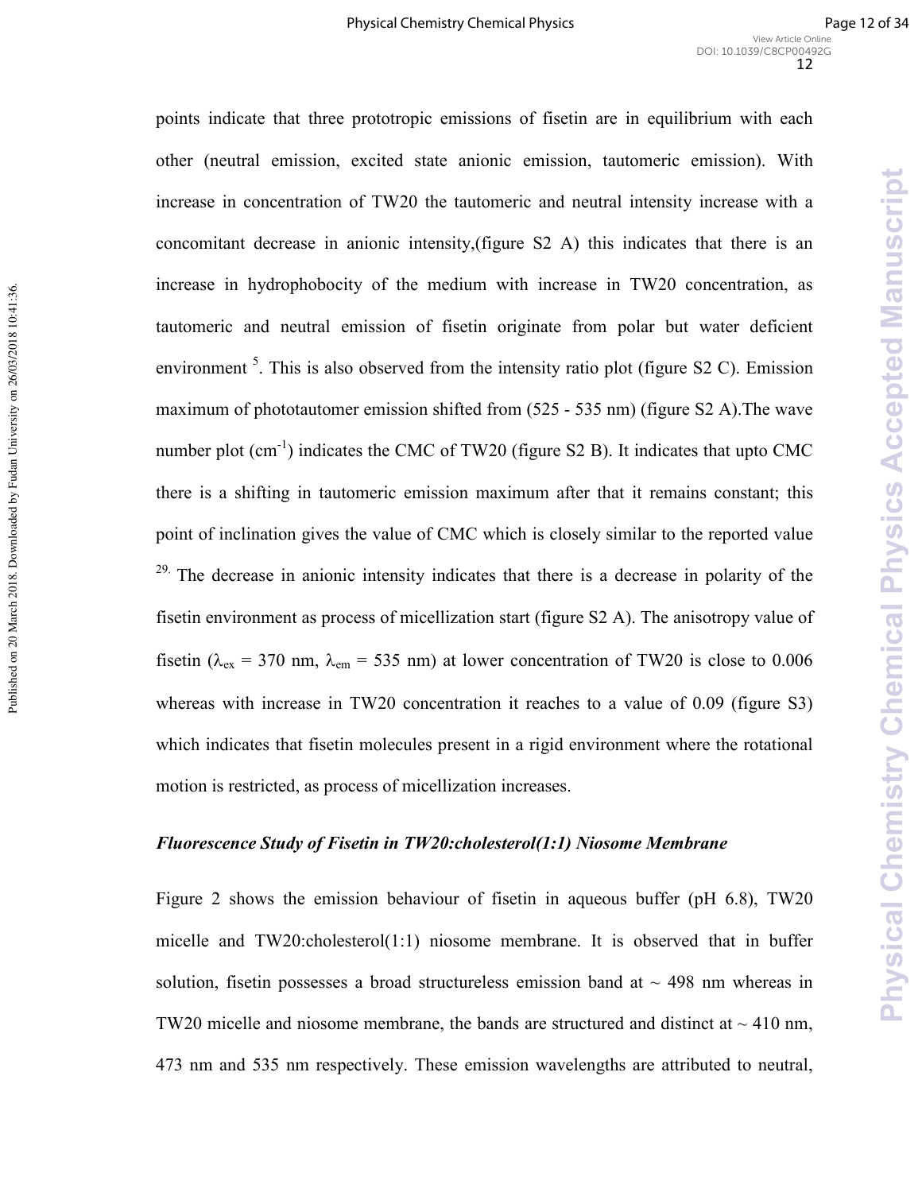points indicate that three prototropic emissions of fisetin are in equilibrium with each other (neutral emission, excited state anionic emission, tautomeric emission). With increase in concentration of TW20 the tautomeric and neutral intensity increase with a concomitant decrease in anionic intensity,(figure S2 A) this indicates that there is an increase in hydrophobocity of the medium with increase in TW20 concentration, as tautomeric and neutral emission of fisetin originate from polar but water deficient environment [5]. This is also observed from the intensity ratio plot (figure S2 C). Emission maximum of phototautomer emission shifted from (525 - 535 nm) (figure S2 A).The wave number plot ($cm^{-1}$) indicates the CMC of TW20 (figure S2 B). It indicates that upto CMC there is a shifting in tautomeric emission maximum after that it remains constant; this point of inclination gives the value of CMC which is closely similar to the reported value [29]. The decrease in anionic intensity indicates that there is a decrease in polarity of the fisetin environment as process of micellization start (figure S2 A). The anisotropy value of fisetin ($\lambda_{ex}$ = 370 nm, $\lambda_{em}$ = 535 nm) at lower concentration of TW20 is close to 0.006 whereas with increase in TW20 concentration it reaches to a value of 0.09 (figure S3) which indicates that fisetin molecules present in a rigid environment where the rotational motion is restricted, as process of micellization increases.

### *Fluorescence Study of Fisetin in TW20:cholesterol(1:1) Niosome Membrane*

Figure 2 shows the emission behaviour of fisetin in aqueous buffer (pH 6.8), TW20 micelle and TW20:cholesterol(1:1) niosome membrane. It is observed that in buffer solution, fisetin possesses a broad structureless emission band at ~ 498 nm whereas in TW20 micelle and niosome membrane, the bands are structured and distinct at ~ 410 nm, 473 nm and 535 nm respectively. These emission wavelengths are attributed to neutral,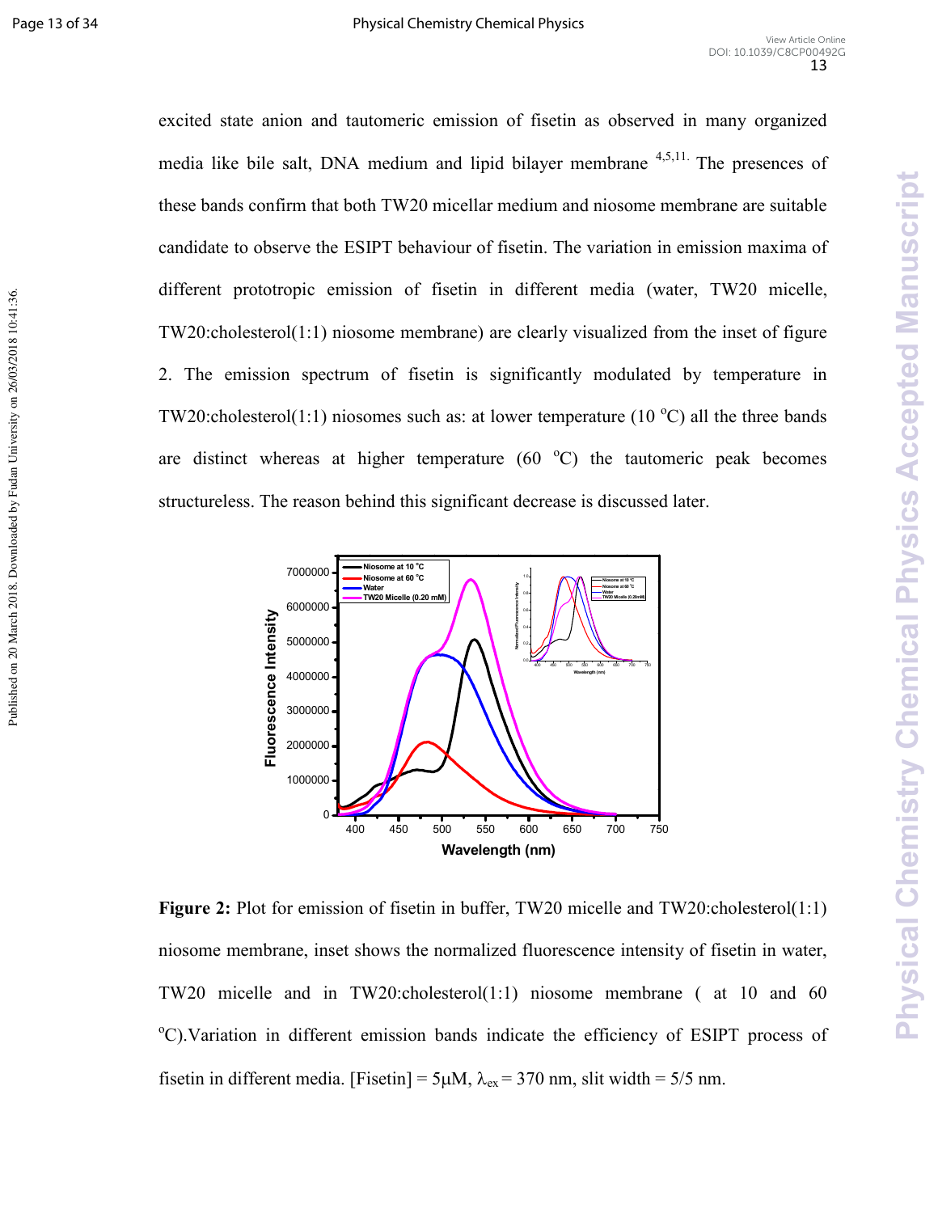excited state anion and tautomeric emission of fisetin as observed in many organized media like bile salt, DNA medium and lipid bilayer membrane [4,5,11]. The presences of these bands confirm that both TW20 micellar medium and niosome membrane are suitable candidate to observe the ESIPT behaviour of fisetin. The variation in emission maxima of different prototropic emission of fisetin in different media (water, TW20 micelle, TW20:cholesterol(1:1) niosome membrane) are clearly visualized from the inset of figure 2. The emission spectrum of fisetin is significantly modulated by temperature in TW20:cholesterol(1:1) niosomes such as: at lower temperature (10 °C) all the three bands are distinct whereas at higher temperature (60 °C) the tautomeric peak becomes structureless. The reason behind this significant decrease is discussed later.

**Figure 2:** Plot for emission of fisetin in buffer, TW20 micelle and TW20:cholesterol(1:1) niosome membrane, inset shows the normalized fluorescence intensity of fisetin in water, TW20 micelle and in TW20:cholesterol(1:1) niosome membrane ( at 10 and 60 °C).Variation in different emission bands indicate the efficiency of ESIPT process of fisetin in different media. [Fisetin] = 5μM, $\lambda_{ex}$ = 370 nm, slit width = 5/5 nm.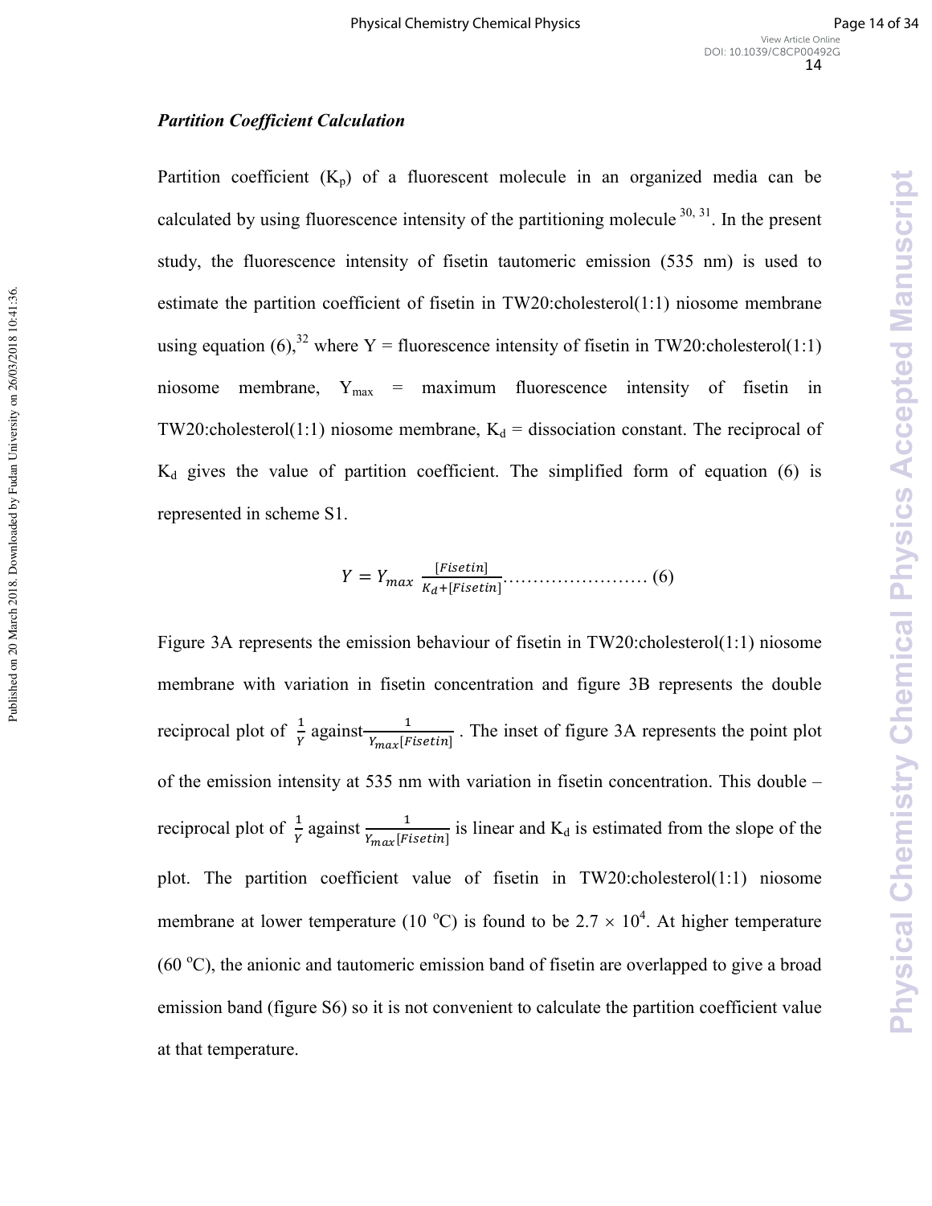### ***Partition Coefficient Calculation***

Partition coefficient ($K_p$) of a fluorescent molecule in an organized media can be calculated by using fluorescence intensity of the partitioning molecule [30, 31]. In the present study, the fluorescence intensity of fisetin tautomeric emission (535 nm) is used to estimate the partition coefficient of fisetin in TW20:cholesterol(1:1) niosome membrane using equation (6),[32] where Y = fluorescence intensity of fisetin in TW20:cholesterol(1:1) niosome membrane, $Y_{max}$ = maximum fluorescence intensity of fisetin in TW20:cholesterol(1:1) niosome membrane, $K_d$ = dissociation constant. The reciprocal of $K_d$ gives the value of partition coefficient. The simplified form of equation (6) is represented in scheme S1.

$$Y = Y_{max} \frac{[Fisetin]}{K_d + [Fisetin]} \qquad (6)$$

Figure 3A represents the emission behaviour of fisetin in TW20:cholesterol(1:1) niosome membrane with variation in fisetin concentration and figure 3B represents the double reciprocal plot of $\frac{1}{Y}$ against $\frac{1}{Y_{max}[Fisetin]}$. The inset of figure 3A represents the point plot of the emission intensity at 535 nm with variation in fisetin concentration. This double – reciprocal plot of $\frac{1}{Y}$ against $\frac{1}{Y_{max}[Fisetin]}$ is linear and $K_d$ is estimated from the slope of the plot. The partition coefficient value of fisetin in TW20:cholesterol(1:1) niosome membrane at lower temperature (10 $^{o}$C) is found to be $2.7 \times 10^4$. At higher temperature (60 $^{o}$C), the anionic and tautomeric emission band of fisetin are overlapped to give a broad emission band (figure S6) so it is not convenient to calculate the partition coefficient value at that temperature.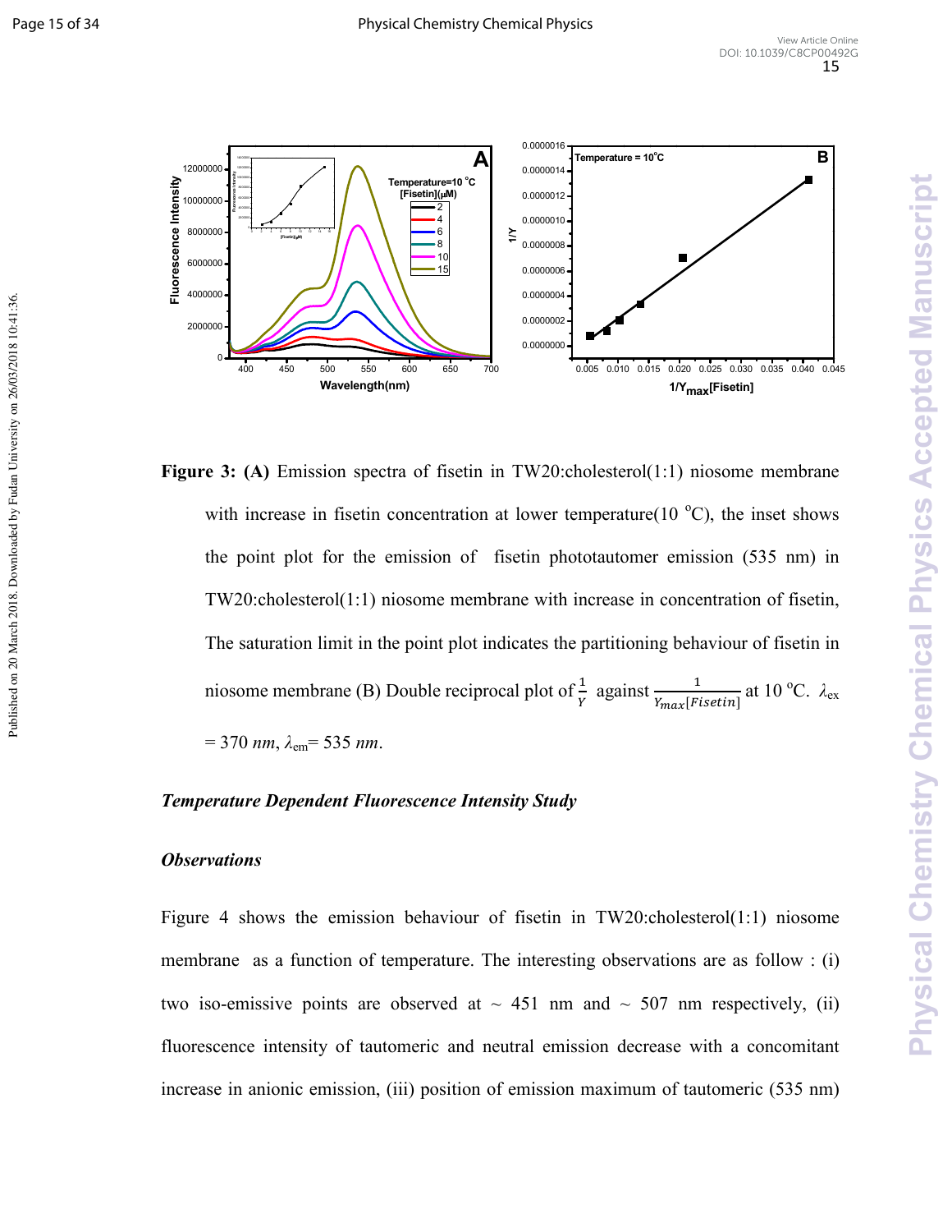**Figure 3: (A)** Emission spectra of fisetin in TW20:cholesterol(1:1) niosome membrane with increase in fisetin concentration at lower temperature(10 °C), the inset shows the point plot for the emission of fisetin phototautomer emission (535 nm) in TW20:cholesterol(1:1) niosome membrane with increase in concentration of fisetin, The saturation limit in the point plot indicates the partitioning behaviour of fisetin in niosome membrane (B) Double reciprocal plot of $\frac{1}{Y}$ against $\frac{1}{Y_{max}[Fisetin]}$ at 10 °C. $\lambda_{ex}$ = 370 *nm*, $\lambda_{em}$= 535 *nm*.

***Temperature Dependent Fluorescence Intensity Study***

***Observations***

Figure 4 shows the emission behaviour of fisetin in TW20:cholesterol(1:1) niosome membrane as a function of temperature. The interesting observations are as follow : (i) two iso-emissive points are observed at ~ 451 nm and ~ 507 nm respectively, (ii) fluorescence intensity of tautomeric and neutral emission decrease with a concomitant increase in anionic emission, (iii) position of emission maximum of tautomeric (535 nm)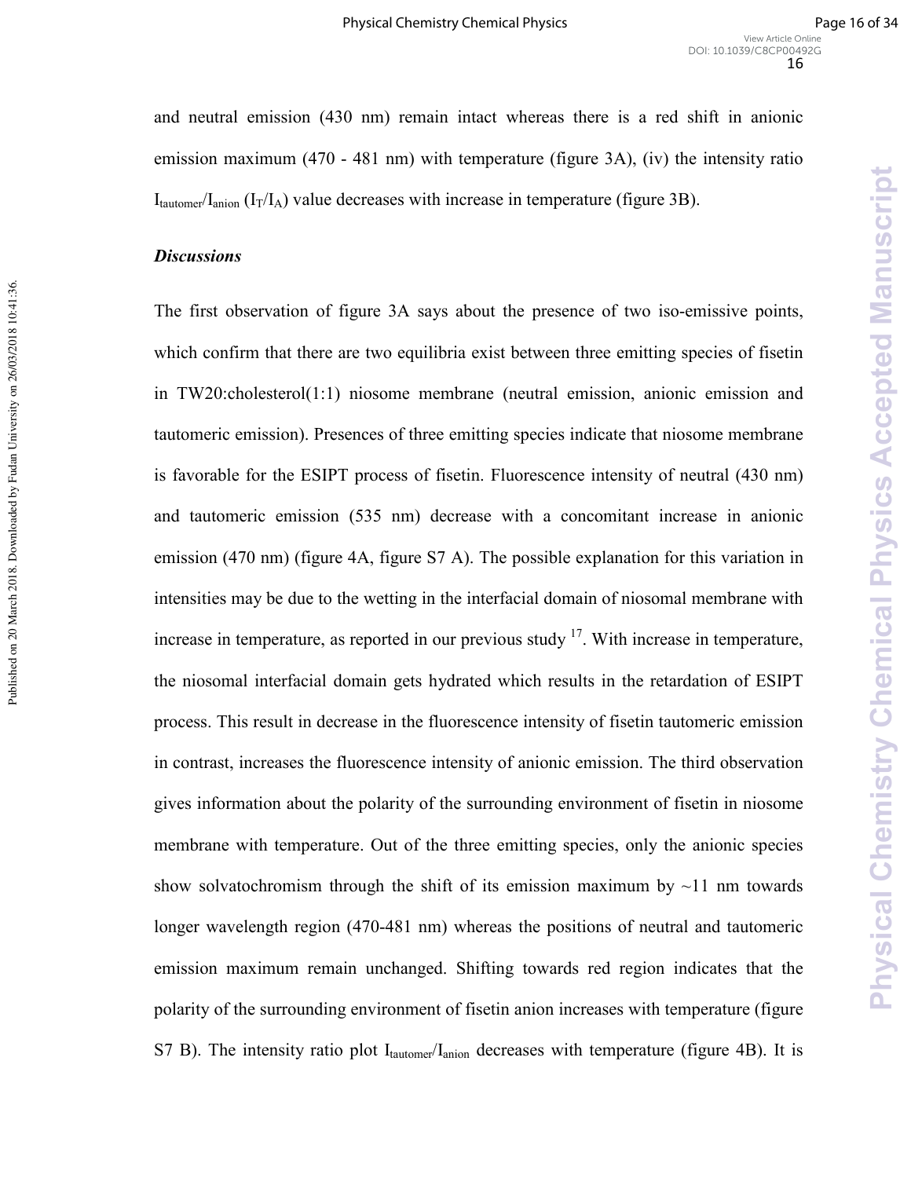and neutral emission (430 nm) remain intact whereas there is a red shift in anionic emission maximum (470 - 481 nm) with temperature (figure 3A), (iv) the intensity ratio $I_{tautomer}/I_{anion}$ ($I_T/I_A$) value decreases with increase in temperature (figure 3B).

### *Discussions*

The first observation of figure 3A says about the presence of two iso-emissive points, which confirm that there are two equilibria exist between three emitting species of fisetin in TW20:cholesterol(1:1) niosome membrane (neutral emission, anionic emission and tautomeric emission). Presences of three emitting species indicate that niosome membrane is favorable for the ESIPT process of fisetin. Fluorescence intensity of neutral (430 nm) and tautomeric emission (535 nm) decrease with a concomitant increase in anionic emission (470 nm) (figure 4A, figure S7 A). The possible explanation for this variation in intensities may be due to the wetting in the interfacial domain of niosomal membrane with increase in temperature, as reported in our previous study [17]. With increase in temperature, the niosomal interfacial domain gets hydrated which results in the retardation of ESIPT process. This result in decrease in the fluorescence intensity of fisetin tautomeric emission in contrast, increases the fluorescence intensity of anionic emission. The third observation gives information about the polarity of the surrounding environment of fisetin in niosome membrane with temperature. Out of the three emitting species, only the anionic species show solvatochromism through the shift of its emission maximum by ~11 nm towards longer wavelength region (470-481 nm) whereas the positions of neutral and tautomeric emission maximum remain unchanged. Shifting towards red region indicates that the polarity of the surrounding environment of fisetin anion increases with temperature (figure S7 B). The intensity ratio plot $I_{tautomer}/I_{anion}$ decreases with temperature (figure 4B). It is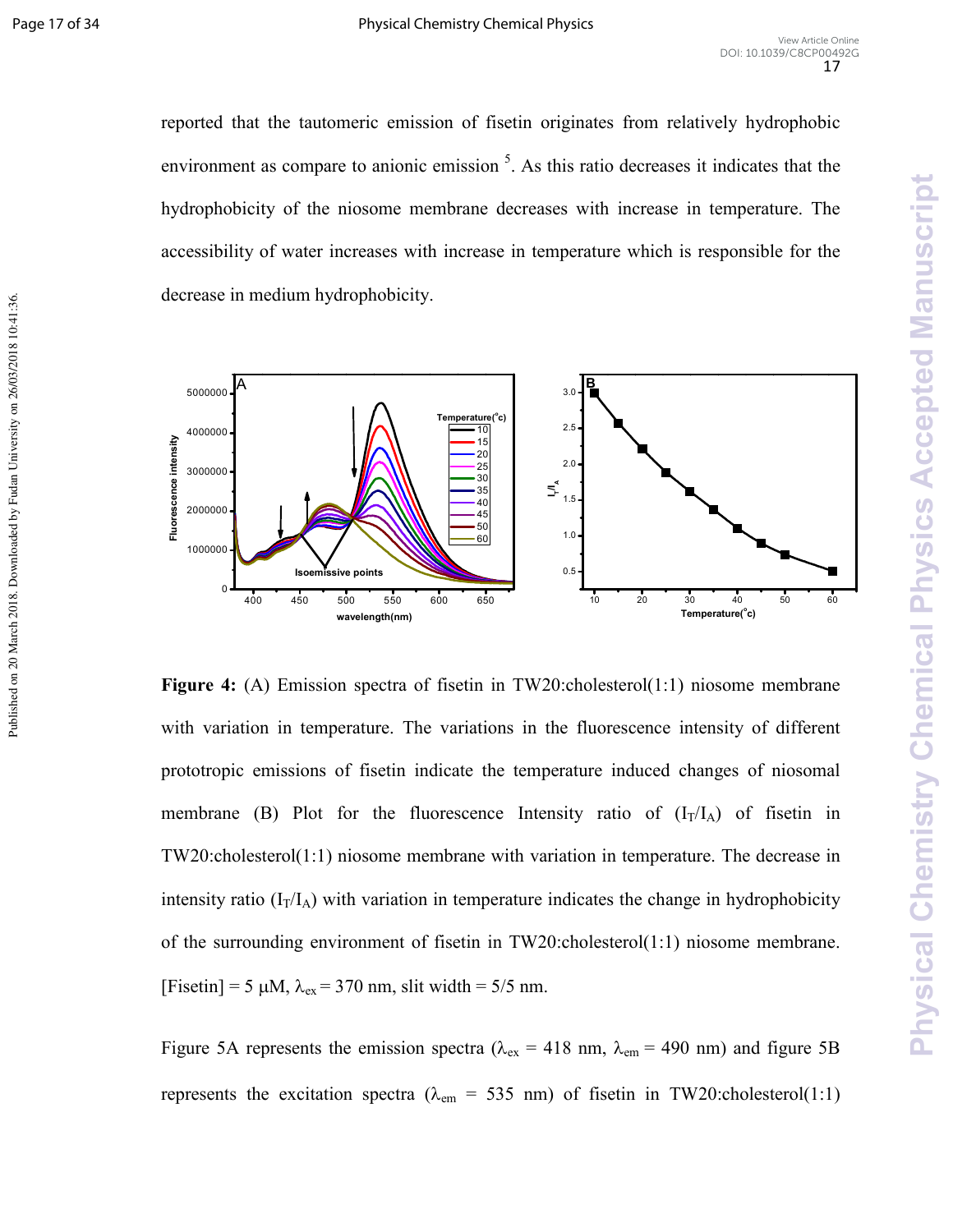reported that the tautomeric emission of fisetin originates from relatively hydrophobic environment as compare to anionic emission [5]. As this ratio decreases it indicates that the hydrophobicity of the niosome membrane decreases with increase in temperature. The accessibility of water increases with increase in temperature which is responsible for the decrease in medium hydrophobicity.

**Figure 4:** (A) Emission spectra of fisetin in TW20:cholesterol(1:1) niosome membrane with variation in temperature. The variations in the fluorescence intensity of different prototropic emissions of fisetin indicate the temperature induced changes of niosomal membrane (B) Plot for the fluorescence Intensity ratio of ($I_T/I_A$) of fisetin in TW20:cholesterol(1:1) niosome membrane with variation in temperature. The decrease in intensity ratio ($I_T/I_A$) with variation in temperature indicates the change in hydrophobicity of the surrounding environment of fisetin in TW20:cholesterol(1:1) niosome membrane. [Fisetin] = 5 μM, $\lambda_{ex}$ = 370 nm, slit width = 5/5 nm.

Figure 5A represents the emission spectra ($\lambda_{ex}$ = 418 nm, $\lambda_{em}$ = 490 nm) and figure 5B represents the excitation spectra ($\lambda_{em}$ = 535 nm) of fisetin in TW20:cholesterol(1:1)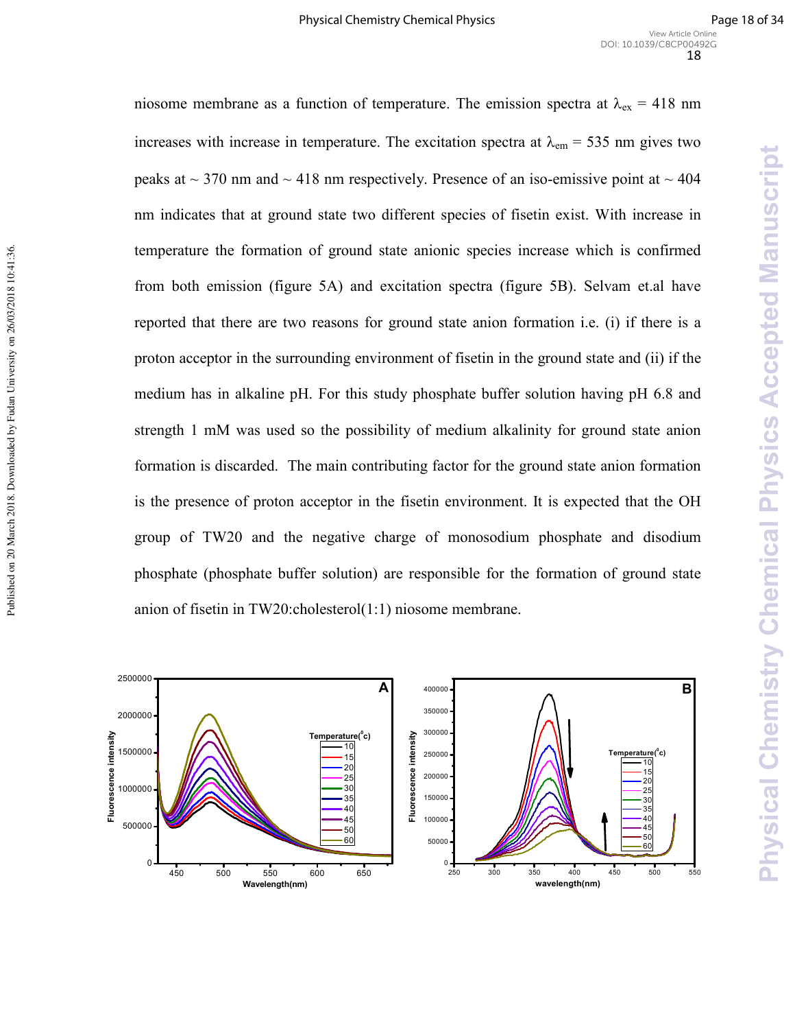niosome membrane as a function of temperature. The emission spectra at $\lambda_{ex}$ = 418 nm increases with increase in temperature. The excitation spectra at $\lambda_{em}$ = 535 nm gives two peaks at ~ 370 nm and ~ 418 nm respectively. Presence of an iso-emissive point at ~ 404 nm indicates that at ground state two different species of fisetin exist. With increase in temperature the formation of ground state anionic species increase which is confirmed from both emission (figure 5A) and excitation spectra (figure 5B). Selvam et.al have reported that there are two reasons for ground state anion formation i.e. (i) if there is a proton acceptor in the surrounding environment of fisetin in the ground state and (ii) if the medium has in alkaline pH. For this study phosphate buffer solution having pH 6.8 and strength 1 mM was used so the possibility of medium alkalinity for ground state anion formation is discarded. The main contributing factor for the ground state anion formation is the presence of proton acceptor in the fisetin environment. It is expected that the OH group of TW20 and the negative charge of monosodium phosphate and disodium phosphate (phosphate buffer solution) are responsible for the formation of ground state anion of fisetin in TW20:cholesterol(1:1) niosome membrane.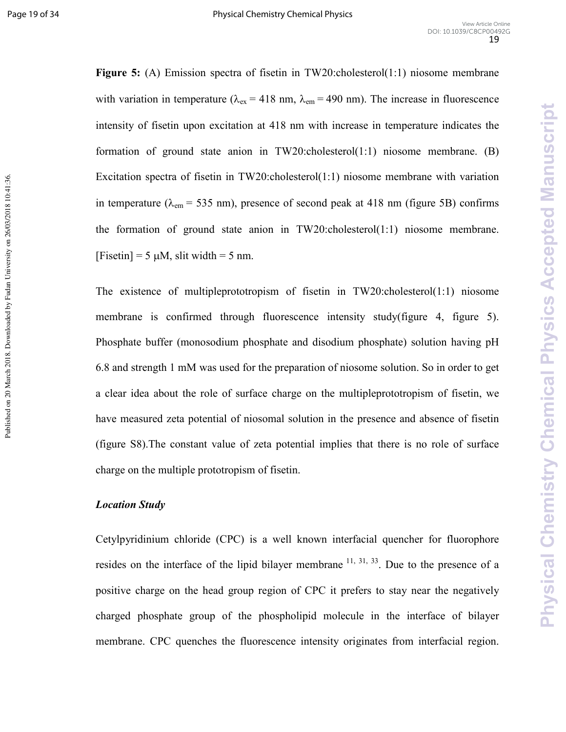**Figure 5:** (A) Emission spectra of fisetin in TW20:cholesterol(1:1) niosome membrane with variation in temperature ($\lambda_{ex}$ = 418 nm, $\lambda_{em}$ = 490 nm). The increase in fluorescence intensity of fisetin upon excitation at 418 nm with increase in temperature indicates the formation of ground state anion in TW20:cholesterol(1:1) niosome membrane. (B) Excitation spectra of fisetin in TW20:cholesterol(1:1) niosome membrane with variation in temperature ($\lambda_{em}$ = 535 nm), presence of second peak at 418 nm (figure 5B) confirms the formation of ground state anion in TW20:cholesterol(1:1) niosome membrane. [Fisetin] = 5 μM, slit width = 5 nm.

The existence of multipleprototropism of fisetin in TW20:cholesterol(1:1) niosome membrane is confirmed through fluorescence intensity study(figure 4, figure 5). Phosphate buffer (monosodium phosphate and disodium phosphate) solution having pH 6.8 and strength 1 mM was used for the preparation of niosome solution. So in order to get a clear idea about the role of surface charge on the multipleprototropism of fisetin, we have measured zeta potential of niosomal solution in the presence and absence of fisetin (figure S8).The constant value of zeta potential implies that there is no role of surface charge on the multiple prototropism of fisetin.

***Location Study***

Cetylpyridinium chloride (CPC) is a well known interfacial quencher for fluorophore resides on the interface of the lipid bilayer membrane [11, 31, 33]. Due to the presence of a positive charge on the head group region of CPC it prefers to stay near the negatively charged phosphate group of the phospholipid molecule in the interface of bilayer membrane. CPC quenches the fluorescence intensity originates from interfacial region.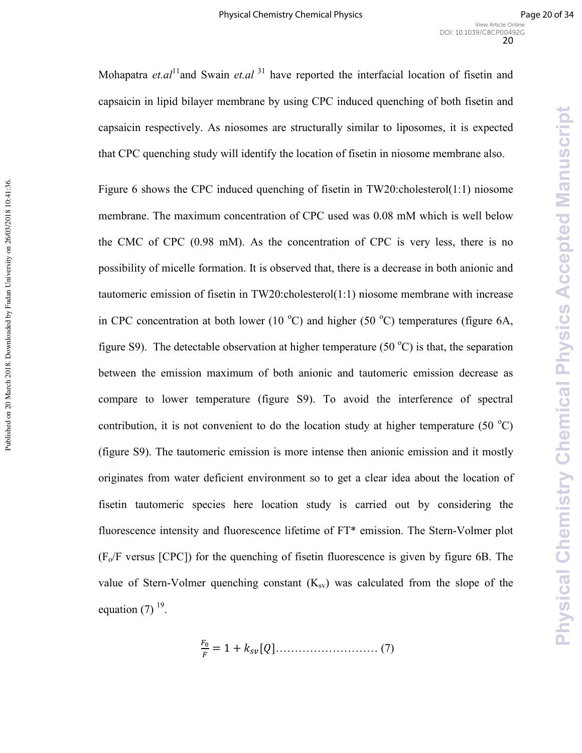Mohapatra *et.al*[11] and Swain *et.al* [31] have reported the interfacial location of fisetin and capsaicin in lipid bilayer membrane by using CPC induced quenching of both fisetin and capsaicin respectively. As niosomes are structurally similar to liposomes, it is expected that CPC quenching study will identify the location of fisetin in niosome membrane also.

Figure 6 shows the CPC induced quenching of fisetin in TW20:cholesterol(1:1) niosome membrane. The maximum concentration of CPC used was 0.08 mM which is well below the CMC of CPC (0.98 mM). As the concentration of CPC is very less, there is no possibility of micelle formation. It is observed that, there is a decrease in both anionic and tautomeric emission of fisetin in TW20:cholesterol(1:1) niosome membrane with increase in CPC concentration at both lower (10 $^{o}$C) and higher (50 $^{o}$C) temperatures (figure 6A, figure S9). The detectable observation at higher temperature (50 $^{o}$C) is that, the separation between the emission maximum of both anionic and tautomeric emission decrease as compare to lower temperature (figure S9). To avoid the interference of spectral contribution, it is not convenient to do the location study at higher temperature (50 $^{o}$C) (figure S9). The tautomeric emission is more intense then anionic emission and it mostly originates from water deficient environment so to get a clear idea about the location of fisetin tautomeric species here location study is carried out by considering the fluorescence intensity and fluorescence lifetime of FT* emission. The Stern-Volmer plot ($F_o/F$ versus [CPC]) for the quenching of fisetin fluorescence is given by figure 6B. The value of Stern-Volmer quenching constant ($K_{sv}$) was calculated from the slope of the equation (7) [19].

$$\frac{F_0}{F} = 1 + k_{sv}[Q] \qquad (7)$$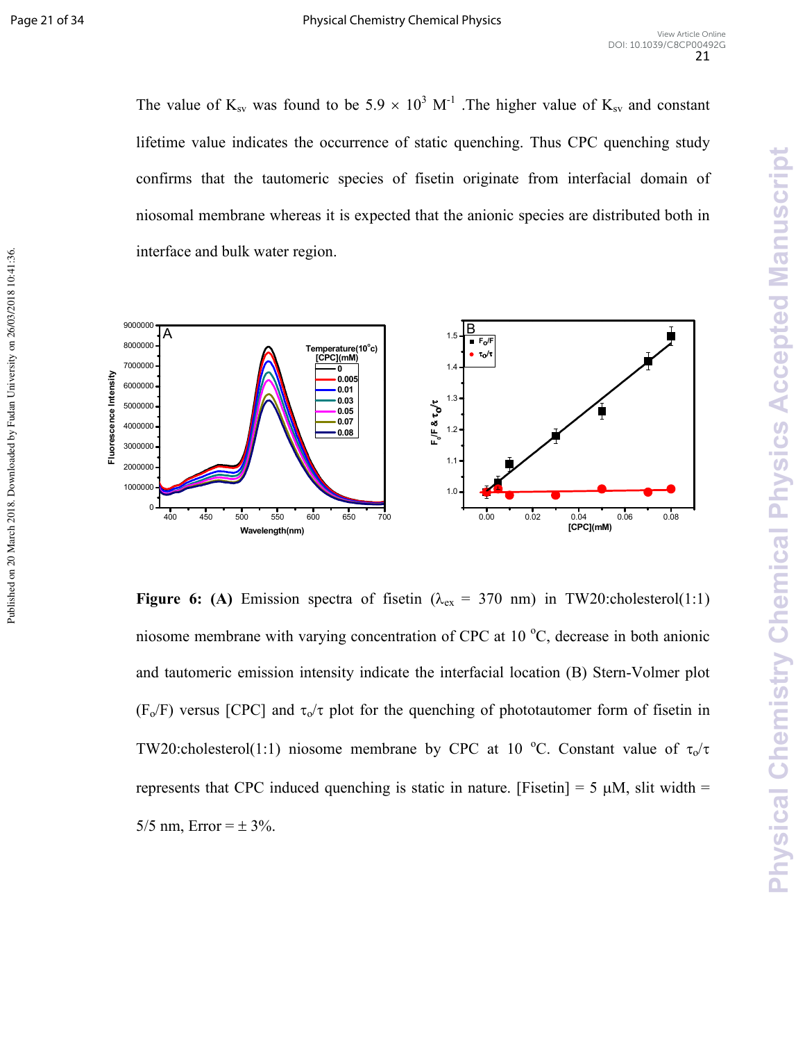The value of $K_{sv}$ was found to be $5.9 \times 10^3$ $M^{-1}$ .The higher value of $K_{sv}$ and constant lifetime value indicates the occurrence of static quenching. Thus CPC quenching study confirms that the tautomeric species of fisetin originate from interfacial domain of niosomal membrane whereas it is expected that the anionic species are distributed both in interface and bulk water region.

**Figure 6: (A)** Emission spectra of fisetin ($\lambda_{ex}$ = 370 nm) in TW20:cholesterol(1:1) niosome membrane with varying concentration of CPC at 10 °C, decrease in both anionic and tautomeric emission intensity indicate the interfacial location (B) Stern-Volmer plot ($F_o/F$) versus [CPC] and $\tau_o/\tau$ plot for the quenching of phototautomer form of fisetin in TW20:cholesterol(1:1) niosome membrane by CPC at 10 °C. Constant value of $\tau_o/\tau$ represents that CPC induced quenching is static in nature. [Fisetin] = 5 μM, slit width = 5/5 nm, Error = ± 3%.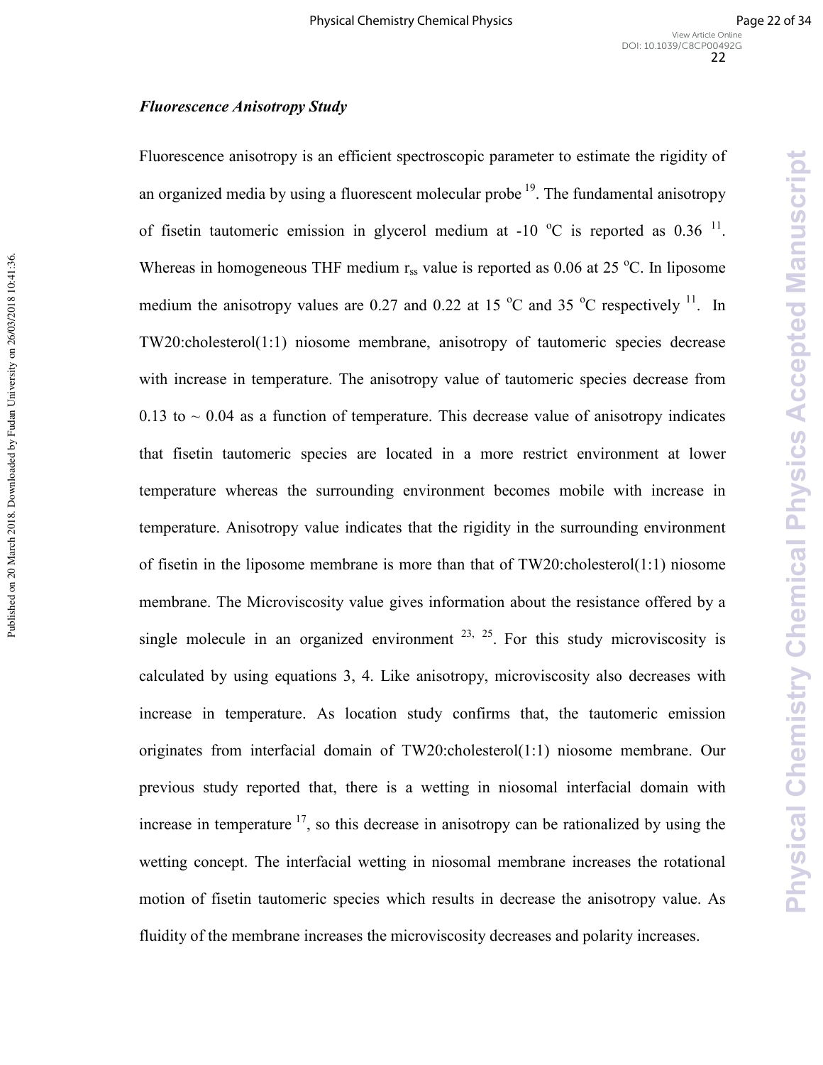### *Fluorescence Anisotropy Study*

Fluorescence anisotropy is an efficient spectroscopic parameter to estimate the rigidity of an organized media by using a fluorescent molecular probe [19]. The fundamental anisotropy of fisetin tautomeric emission in glycerol medium at -10 °C is reported as 0.36 [11]. Whereas in homogeneous THF medium $r_{ss}$ value is reported as 0.06 at 25 °C. In liposome medium the anisotropy values are 0.27 and 0.22 at 15 °C and 35 °C respectively [11]. In TW20:cholesterol(1:1) niosome membrane, anisotropy of tautomeric species decrease with increase in temperature. The anisotropy value of tautomeric species decrease from 0.13 to ~ 0.04 as a function of temperature. This decrease value of anisotropy indicates that fisetin tautomeric species are located in a more restrict environment at lower temperature whereas the surrounding environment becomes mobile with increase in temperature. Anisotropy value indicates that the rigidity in the surrounding environment of fisetin in the liposome membrane is more than that of TW20:cholesterol(1:1) niosome membrane. The Microviscosity value gives information about the resistance offered by a single molecule in an organized environment [23, 25]. For this study microviscosity is calculated by using equations 3, 4. Like anisotropy, microviscosity also decreases with increase in temperature. As location study confirms that, the tautomeric emission originates from interfacial domain of TW20:cholesterol(1:1) niosome membrane. Our previous study reported that, there is a wetting in niosomal interfacial domain with increase in temperature [17], so this decrease in anisotropy can be rationalized by using the wetting concept. The interfacial wetting in niosomal membrane increases the rotational motion of fisetin tautomeric species which results in decrease the anisotropy value. As fluidity of the membrane increases the microviscosity decreases and polarity increases.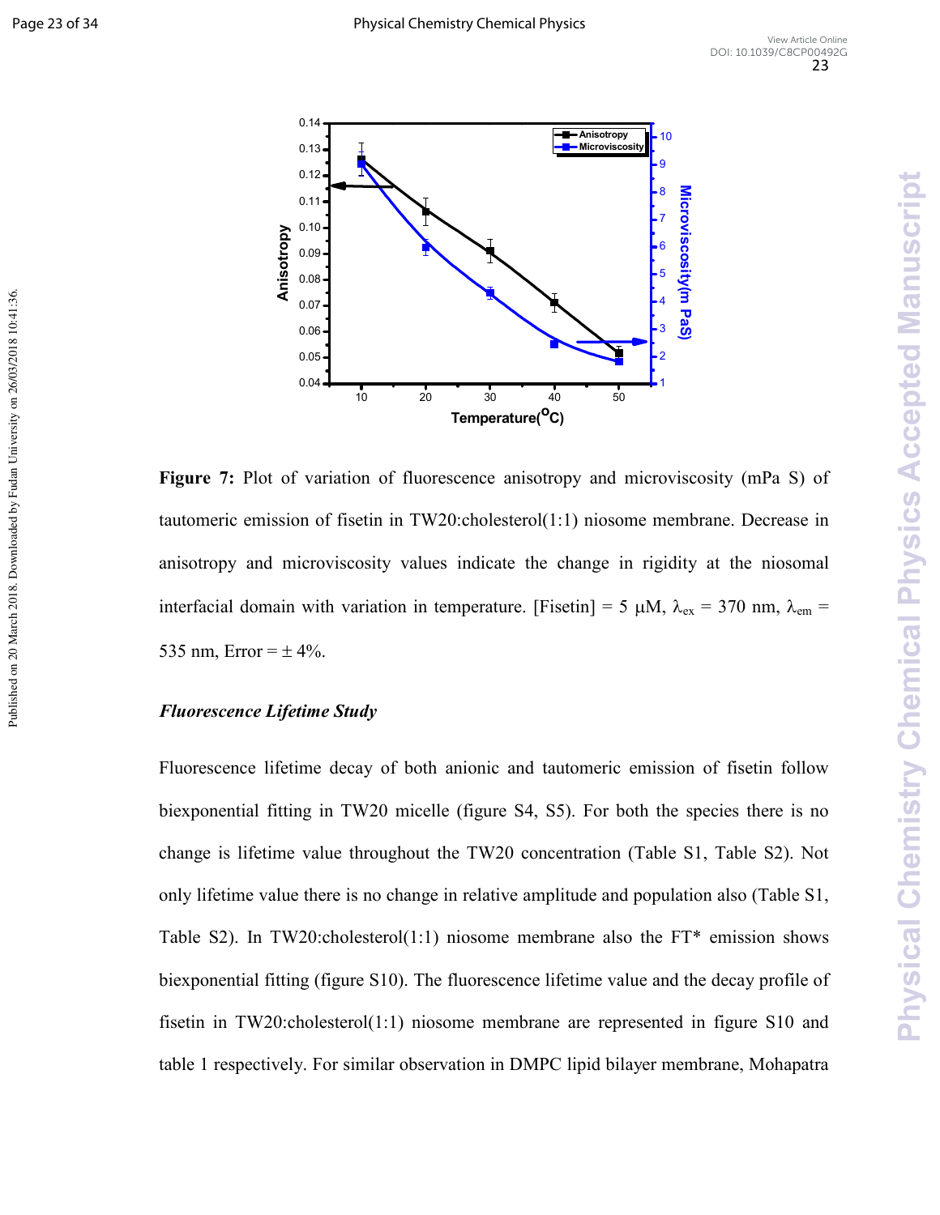**Figure 7:** Plot of variation of fluorescence anisotropy and microviscosity (mPa S) of tautomeric emission of fisetin in TW20:cholesterol(1:1) niosome membrane. Decrease in anisotropy and microviscosity values indicate the change in rigidity at the niosomal interfacial domain with variation in temperature. [Fisetin] = 5 μM, $\lambda_{ex}$ = 370 nm, $\lambda_{em}$ = 535 nm, Error = ± 4%.

### *Fluorescence Lifetime Study*

Fluorescence lifetime decay of both anionic and tautomeric emission of fisetin follow biexponential fitting in TW20 micelle (figure S4, S5). For both the species there is no change is lifetime value throughout the TW20 concentration (Table S1, Table S2). Not only lifetime value there is no change in relative amplitude and population also (Table S1, Table S2). In TW20:cholesterol(1:1) niosome membrane also the FT* emission shows biexponential fitting (figure S10). The fluorescence lifetime value and the decay profile of fisetin in TW20:cholesterol(1:1) niosome membrane are represented in figure S10 and table 1 respectively. For similar observation in DMPC lipid bilayer membrane, Mohapatra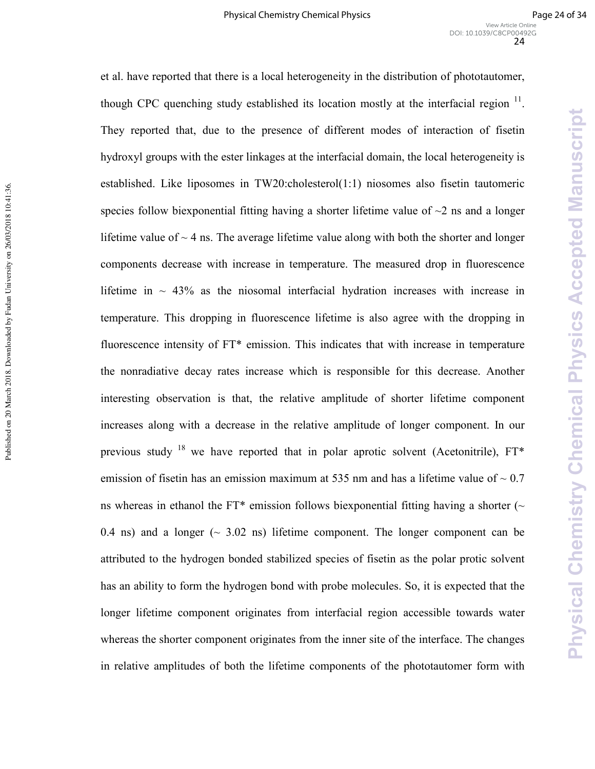et al. have reported that there is a local heterogeneity in the distribution of phototautomer, though CPC quenching study established its location mostly at the interfacial region [11]. They reported that, due to the presence of different modes of interaction of fisetin hydroxyl groups with the ester linkages at the interfacial domain, the local heterogeneity is established. Like liposomes in TW20:cholesterol(1:1) niosomes also fisetin tautomeric species follow biexponential fitting having a shorter lifetime value of ~2 ns and a longer lifetime value of ~ 4 ns. The average lifetime value along with both the shorter and longer components decrease with increase in temperature. The measured drop in fluorescence lifetime in ~ 43% as the niosomal interfacial hydration increases with increase in temperature. This dropping in fluorescence lifetime is also agree with the dropping in fluorescence intensity of FT* emission. This indicates that with increase in temperature the nonradiative decay rates increase which is responsible for this decrease. Another interesting observation is that, the relative amplitude of shorter lifetime component increases along with a decrease in the relative amplitude of longer component. In our previous study [18] we have reported that in polar aprotic solvent (Acetonitrile), FT* emission of fisetin has an emission maximum at 535 nm and has a lifetime value of ~ 0.7 ns whereas in ethanol the FT* emission follows biexponential fitting having a shorter (~ 0.4 ns) and a longer (~ 3.02 ns) lifetime component. The longer component can be attributed to the hydrogen bonded stabilized species of fisetin as the polar protic solvent has an ability to form the hydrogen bond with probe molecules. So, it is expected that the longer lifetime component originates from interfacial region accessible towards water whereas the shorter component originates from the inner site of the interface. The changes in relative amplitudes of both the lifetime components of the phototautomer form with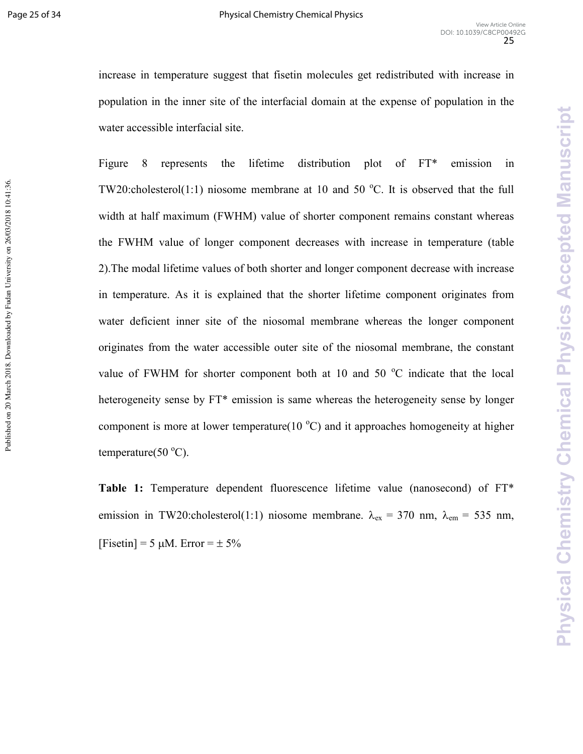increase in temperature suggest that fisetin molecules get redistributed with increase in population in the inner site of the interfacial domain at the expense of population in the water accessible interfacial site.

Figure 8 represents the lifetime distribution plot of FT* emission in TW20:cholesterol(1:1) niosome membrane at 10 and 50 $^{o}$C. It is observed that the full width at half maximum (FWHM) value of shorter component remains constant whereas the FWHM value of longer component decreases with increase in temperature (table 2).The modal lifetime values of both shorter and longer component decrease with increase in temperature. As it is explained that the shorter lifetime component originates from water deficient inner site of the niosomal membrane whereas the longer component originates from the water accessible outer site of the niosomal membrane, the constant value of FWHM for shorter component both at 10 and 50 $^{o}$C indicate that the local heterogeneity sense by FT* emission is same whereas the heterogeneity sense by longer component is more at lower temperature(10 $^{o}$C) and it approaches homogeneity at higher temperature(50 $^{o}$C).

**Table 1:** Temperature dependent fluorescence lifetime value (nanosecond) of FT* emission in TW20:cholesterol(1:1) niosome membrane. $\lambda_{ex}$ = 370 nm, $\lambda_{em}$ = 535 nm, [Fisetin] = 5 $\mu$M. Error = ± 5%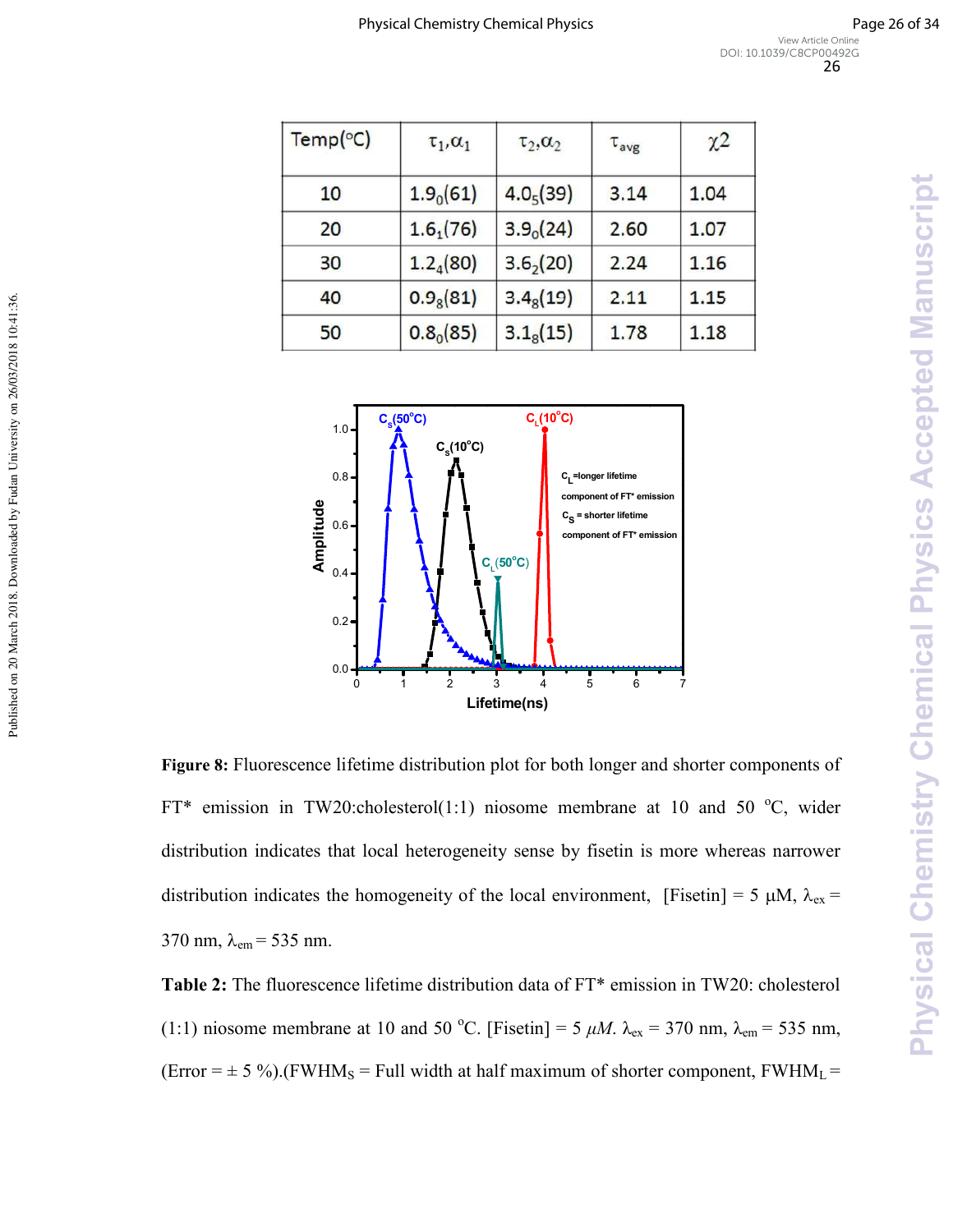| Temp(°C) | $\tau_1,\alpha_1$ | $\tau_2,\alpha_2$ | $\tau_{avg}$ | $\chi 2$ |
|---|---|---|---|---|
| 10 | $1.9_0(61)$ | $4.0_5(39)$ | 3.14 | 1.04 |
| 20 | $1.6_1(76)$ | $3.9_0(24)$ | 2.60 | 1.07 |
| 30 | $1.2_4(80)$ | $3.6_2(20)$ | 2.24 | 1.16 |
| 40 | $0.9_8(81)$ | $3.4_8(19)$ | 2.11 | 1.15 |
| 50 | $0.8_0(85)$ | $3.1_8(15)$ | 1.78 | 1.18 |

**Figure 8:** Fluorescence lifetime distribution plot for both longer and shorter components of FT* emission in TW20:cholesterol(1:1) niosome membrane at 10 and 50 °C, wider distribution indicates that local heterogeneity sense by fisetin is more whereas narrower distribution indicates the homogeneity of the local environment, [Fisetin] = 5 μM, $\lambda_{ex}$ = 370 nm, $\lambda_{em}$ = 535 nm.

**Table 2:** The fluorescence lifetime distribution data of FT* emission in TW20: cholesterol (1:1) niosome membrane at 10 and 50 °C. [Fisetin] = 5 *μM*. $\lambda_{ex}$ = 370 nm, $\lambda_{em}$ = 535 nm, (Error = ± 5 %).($FWHM_S$ = Full width at half maximum of shorter component, $FWHM_L$ =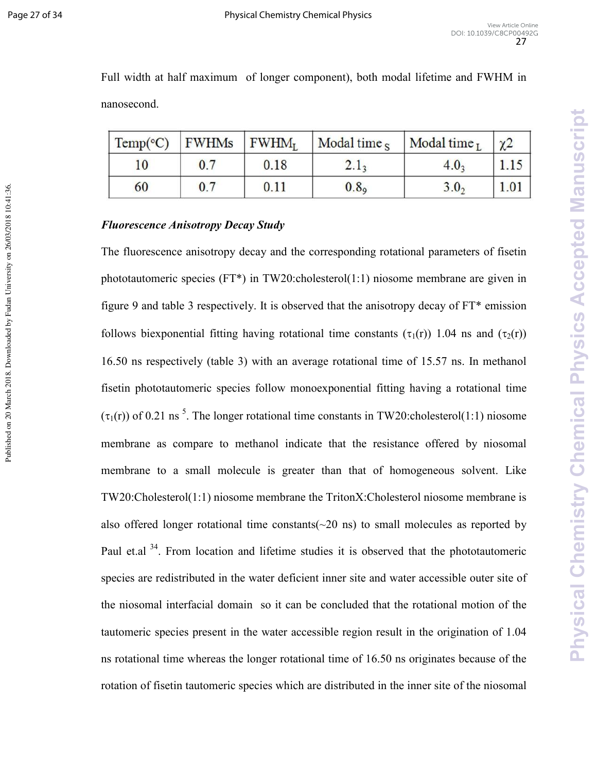Full width at half maximum of longer component), both modal lifetime and FWHM in nanosecond.

| Temp(°C) | FWHMs | $FWHM_L$ | Modal time $_S$ | Modal time $_L$ | χ2 |
|---|---|---|---|---|---|
| 10 | 0.7 | 0.18 | $2.1_3$ | $4.0_3$ | 1.15 |
| 60 | 0.7 | 0.11 | $0.8_9$ | $3.0_2$ | 1.01 |

***Fluorescence Anisotropy Decay Study***

The fluorescence anisotropy decay and the corresponding rotational parameters of fisetin phototautomeric species (FT*) in TW20:cholesterol(1:1) niosome membrane are given in figure 9 and table 3 respectively. It is observed that the anisotropy decay of FT* emission follows biexponential fitting having rotational time constants ($\tau_1(r)$) 1.04 ns and ($\tau_2(r)$) 16.50 ns respectively (table 3) with an average rotational time of 15.57 ns. In methanol fisetin phototautomeric species follow monoexponential fitting having a rotational time ($\tau_1(r)$) of 0.21 ns [5]. The longer rotational time constants in TW20:cholesterol(1:1) niosome membrane as compare to methanol indicate that the resistance offered by niosomal membrane to a small molecule is greater than that of homogeneous solvent. Like TW20:Cholesterol(1:1) niosome membrane the TritonX:Cholesterol niosome membrane is also offered longer rotational time constants(~20 ns) to small molecules as reported by Paul et.al [34]. From location and lifetime studies it is observed that the phototautomeric species are redistributed in the water deficient inner site and water accessible outer site of the niosomal interfacial domain so it can be concluded that the rotational motion of the tautomeric species present in the water accessible region result in the origination of 1.04 ns rotational time whereas the longer rotational time of 16.50 ns originates because of the rotation of fisetin tautomeric species which are distributed in the inner site of the niosomal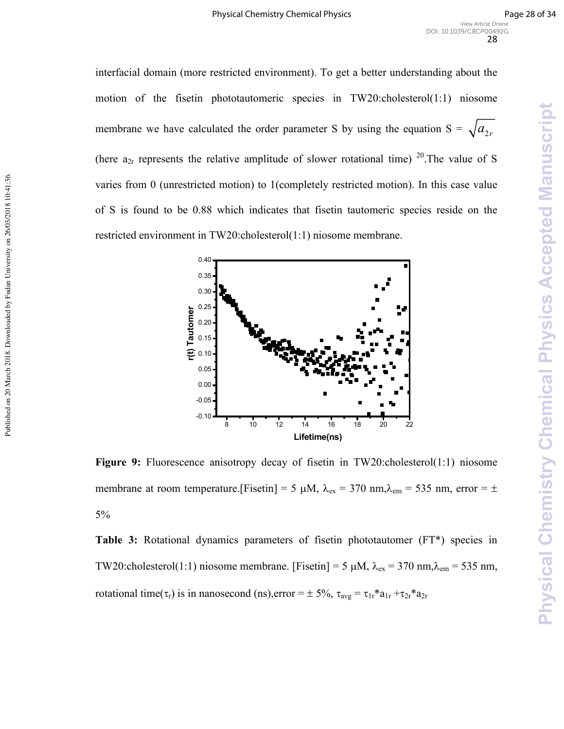interfacial domain (more restricted environment). To get a better understanding about the motion of the fisetin phototautomeric species in TW20:cholesterol(1:1) niosome membrane we have calculated the order parameter S by using the equation $S = \sqrt{a_{2r}}$ (here $a_{2r}$ represents the relative amplitude of slower rotational time) [20].The value of S varies from 0 (unrestricted motion) to 1(completely restricted motion). In this case value of S is found to be 0.88 which indicates that fisetin tautomeric species reside on the restricted environment in TW20:cholesterol(1:1) niosome membrane.

**Figure 9:** Fluorescence anisotropy decay of fisetin in TW20:cholesterol(1:1) niosome membrane at room temperature.[Fisetin] = 5 μM, $\lambda_{ex}$ = 370 nm,$\lambda_{em}$ = 535 nm, error = ± 5%

**Table 3:** Rotational dynamics parameters of fisetin phototautomer (FT*) species in TW20:cholesterol(1:1) niosome membrane. [Fisetin] = 5 μM, $\lambda_{ex}$ = 370 nm,$\lambda_{em}$ = 535 nm, rotational time($\tau_r$) is in nanosecond (ns),error = ± 5%, $\tau_{avg} = \tau_{1r}*a_{1r} + \tau_{2r}*a_{2r}$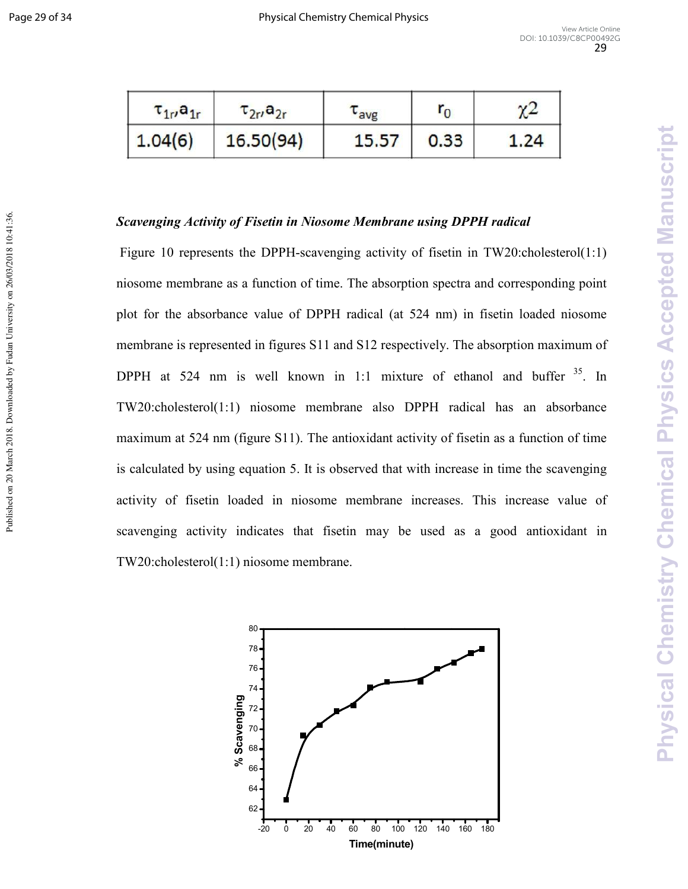| $\tau_{1r}, a_{1r}$ | $\tau_{2r}, a_{2r}$ | $\tau_{avg}$ | $r_0$ | $\chi 2$ |
|---|---|---|---|---|
| 1.04(6) | 16.50(94) | 15.57 | 0.33 | 1.24 |

***Scavenging Activity of Fisetin in Niosome Membrane using DPPH radical***

Figure 10 represents the DPPH-scavenging activity of fisetin in TW20:cholesterol(1:1) niosome membrane as a function of time. The absorption spectra and corresponding point plot for the absorbance value of DPPH radical (at 524 nm) in fisetin loaded niosome membrane is represented in figures S11 and S12 respectively. The absorption maximum of DPPH at 524 nm is well known in 1:1 mixture of ethanol and buffer [35]. In TW20:cholesterol(1:1) niosome membrane also DPPH radical has an absorbance maximum at 524 nm (figure S11). The antioxidant activity of fisetin as a function of time is calculated by using equation 5. It is observed that with increase in time the scavenging activity of fisetin loaded in niosome membrane increases. This increase value of scavenging activity indicates that fisetin may be used as a good antioxidant in TW20:cholesterol(1:1) niosome membrane.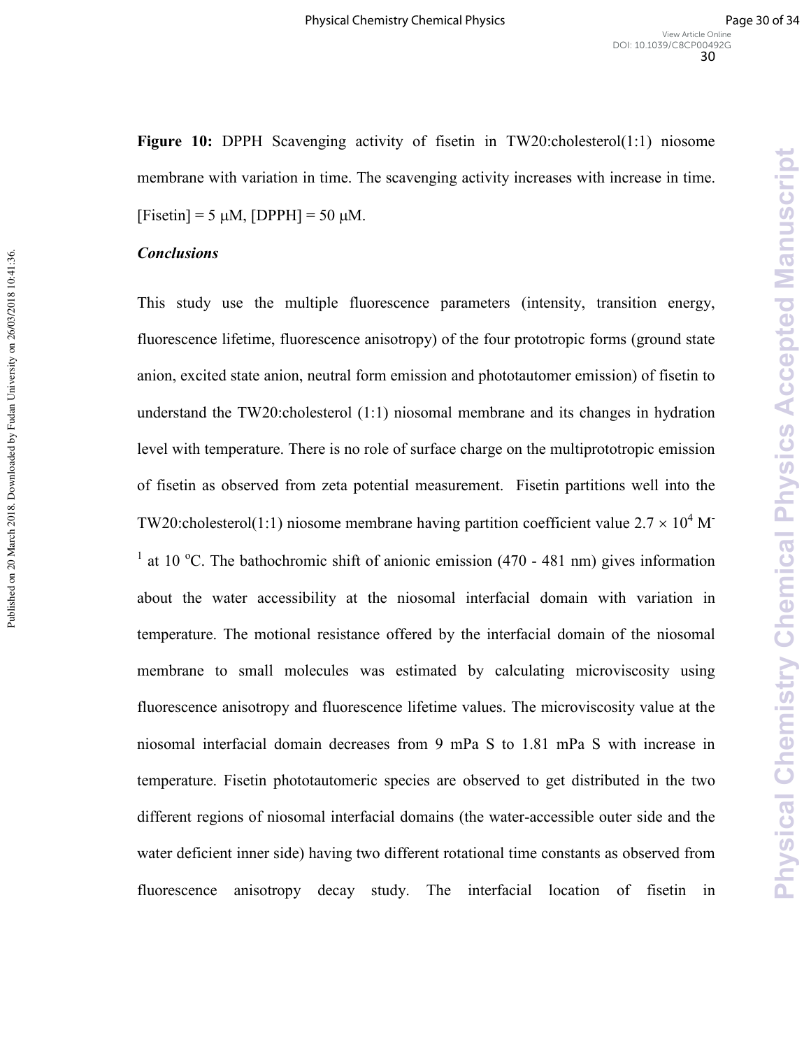**Figure 10:** DPPH Scavenging activity of fisetin in TW20:cholesterol(1:1) niosome membrane with variation in time. The scavenging activity increases with increase in time. [Fisetin] = 5 μM, [DPPH] = 50 μM.

***Conclusions***

This study use the multiple fluorescence parameters (intensity, transition energy, fluorescence lifetime, fluorescence anisotropy) of the four prototropic forms (ground state anion, excited state anion, neutral form emission and phototautomer emission) of fisetin to understand the TW20:cholesterol (1:1) niosomal membrane and its changes in hydration level with temperature. There is no role of surface charge on the multiprototropic emission of fisetin as observed from zeta potential measurement. Fisetin partitions well into the TW20:cholesterol(1:1) niosome membrane having partition coefficient value $2.7 \times 10^4$ $M^{-1}$ at 10 $^{o}$C. The bathochromic shift of anionic emission (470 - 481 nm) gives information about the water accessibility at the niosomal interfacial domain with variation in temperature. The motional resistance offered by the interfacial domain of the niosomal membrane to small molecules was estimated by calculating microviscosity using fluorescence anisotropy and fluorescence lifetime values. The microviscosity value at the niosomal interfacial domain decreases from 9 mPa S to 1.81 mPa S with increase in temperature. Fisetin phototautomeric species are observed to get distributed in the two different regions of niosomal interfacial domains (the water-accessible outer side and the water deficient inner side) having two different rotational time constants as observed from fluorescence anisotropy decay study. The interfacial location of fisetin in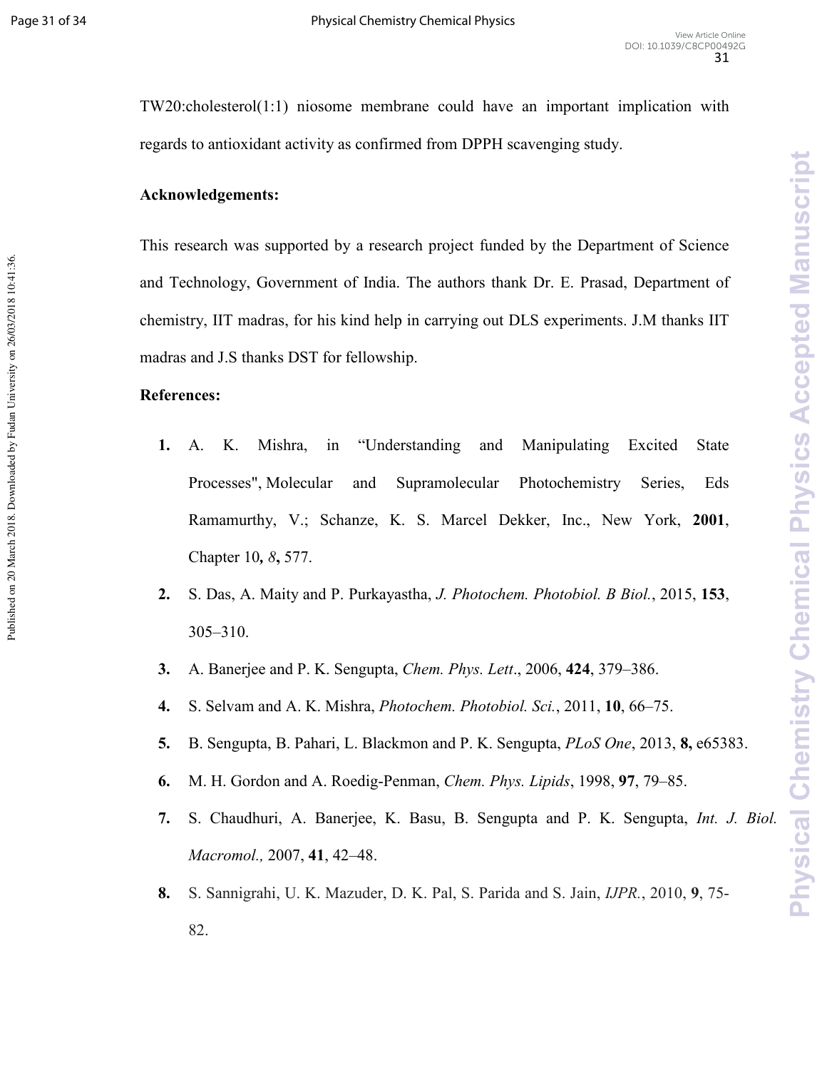TW20:cholesterol(1:1) niosome membrane could have an important implication with regards to antioxidant activity as confirmed from DPPH scavenging study.

**Acknowledgements:**

This research was supported by a research project funded by the Department of Science and Technology, Government of India. The authors thank Dr. E. Prasad, Department of chemistry, IIT madras, for his kind help in carrying out DLS experiments. J.M thanks IIT madras and J.S thanks DST for fellowship.

**References:**

1. A. K. Mishra, in "Understanding and Manipulating Excited State Processes", Molecular and Supramolecular Photochemistry Series, Eds Ramamurthy, V.; Schanze, K. S. Marcel Dekker, Inc., New York, **2001**, Chapter 10**,** *8***,** 577.
2. S. Das, A. Maity and P. Purkayastha, *J. Photochem. Photobiol. B Biol.*, 2015, **153**, 305–310.
3. A. Banerjee and P. K. Sengupta, *Chem. Phys. Lett*., 2006, **424**, 379–386.
4. S. Selvam and A. K. Mishra, *Photochem. Photobiol. Sci.*, 2011, **10**, 66–75.
5. B. Sengupta, B. Pahari, L. Blackmon and P. K. Sengupta, *PLoS One*, 2013, **8,** e65383.
6. M. H. Gordon and A. Roedig-Penman, *Chem. Phys. Lipids*, 1998, **97**, 79–85.
7. S. Chaudhuri, A. Banerjee, K. Basu, B. Sengupta and P. K. Sengupta, *Int. J. Biol. Macromol.,* 2007, **41**, 42–48.
8. S. Sannigrahi, U. K. Mazuder, D. K. Pal, S. Parida and S. Jain, *IJPR.*, 2010, **9**, 75-82.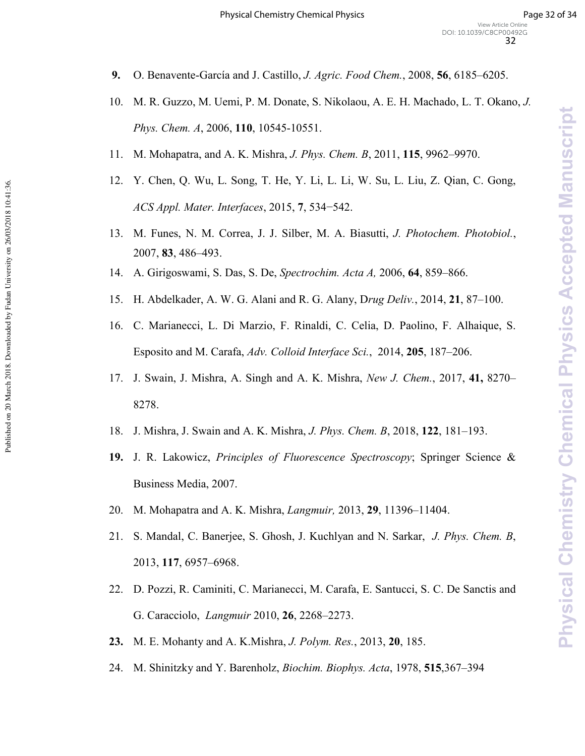9. O. Benavente-García and J. Castillo, *J. Agric. Food Chem.*, 2008, **56**, 6185–6205.
10. M. R. Guzzo, M. Uemi, P. M. Donate, S. Nikolaou, A. E. H. Machado, L. T. Okano, *J. Phys. Chem. A*, 2006, **110**, 10545-10551.
11. M. Mohapatra, and A. K. Mishra, *J. Phys. Chem. B*, 2011, **115**, 9962–9970.
12. Y. Chen, Q. Wu, L. Song, T. He, Y. Li, L. Li, W. Su, L. Liu, Z. Qian, C. Gong, *ACS Appl. Mater. Interfaces*, 2015, **7**, 534−542.
13. M. Funes, N. M. Correa, J. J. Silber, M. A. Biasutti, *J. Photochem. Photobiol.*, 2007, **83**, 486–493.
14. A. Girigoswami, S. Das, S. De, *Spectrochim. Acta A,* 2006, **64**, 859–866.
15. H. Abdelkader, A. W. G. Alani and R. G. Alany, D*rug Deliv.*, 2014, **21**, 87–100.
16. C. Marianecci, L. Di Marzio, F. Rinaldi, C. Celia, D. Paolino, F. Alhaique, S. Esposito and M. Carafa, *Adv. Colloid Interface Sci.*, 2014, **205**, 187–206.
17. J. Swain, J. Mishra, A. Singh and A. K. Mishra, *New J. Chem.*, 2017, **41,** 8270–8278.
18. J. Mishra, J. Swain and A. K. Mishra, *J. Phys. Chem. B*, 2018, **122**, 181–193.
19. J. R. Lakowicz, *Principles of Fluorescence Spectroscopy*; Springer Science & Business Media, 2007.
20. M. Mohapatra and A. K. Mishra, *Langmuir,* 2013, **29**, 11396–11404.
21. S. Mandal, C. Banerjee, S. Ghosh, J. Kuchlyan and N. Sarkar, *J. Phys. Chem. B*, 2013, **117**, 6957–6968.
22. D. Pozzi, R. Caminiti, C. Marianecci, M. Carafa, E. Santucci, S. C. De Sanctis and G. Caracciolo, *Langmuir* 2010, **26**, 2268–2273.
23. M. E. Mohanty and A. K.Mishra, *J. Polym. Res.*, 2013, **20**, 185.
24. M. Shinitzky and Y. Barenholz, *Biochim. Biophys. Acta*, 1978, **515**,367–394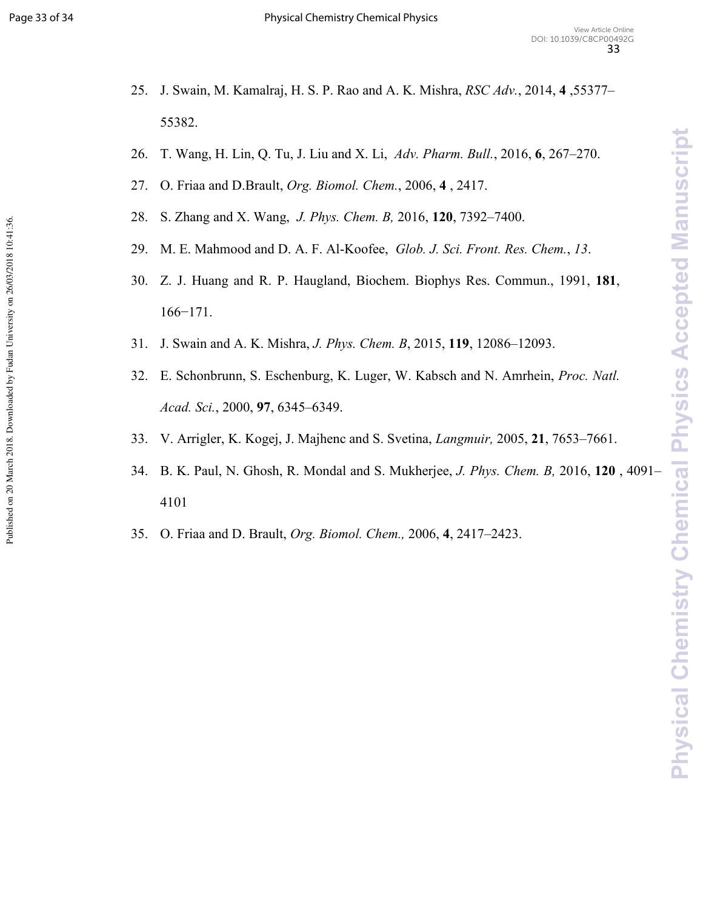25. J. Swain, M. Kamalraj, H. S. P. Rao and A. K. Mishra, *RSC Adv.*, 2014, **4** ,55377–55382.

26. T. Wang, H. Lin, Q. Tu, J. Liu and X. Li, *Adv. Pharm. Bull.*, 2016, **6**, 267–270.

27. O. Friaa and D.Brault, *Org. Biomol. Chem.*, 2006, **4** , 2417.

28. S. Zhang and X. Wang, *J. Phys. Chem. B,* 2016, **120**, 7392–7400.

29. M. E. Mahmood and D. A. F. Al-Koofee, *Glob. J. Sci. Front. Res. Chem.*, *13*.

30. Z. J. Huang and R. P. Haugland, Biochem. Biophys Res. Commun., 1991, **181**, 166−171.

31. J. Swain and A. K. Mishra, *J. Phys. Chem. B*, 2015, **119**, 12086–12093.

32. E. Schonbrunn, S. Eschenburg, K. Luger, W. Kabsch and N. Amrhein, *Proc. Natl. Acad. Sci.*, 2000, **97**, 6345–6349.

33. V. Arrigler, K. Kogej, J. Majhenc and S. Svetina, *Langmuir,* 2005, **21**, 7653–7661.

34. B. K. Paul, N. Ghosh, R. Mondal and S. Mukherjee, *J. Phys. Chem. B,* 2016, **120** , 4091–4101

35. O. Friaa and D. Brault, *Org. Biomol. Chem.,* 2006, **4**, 2417–2423.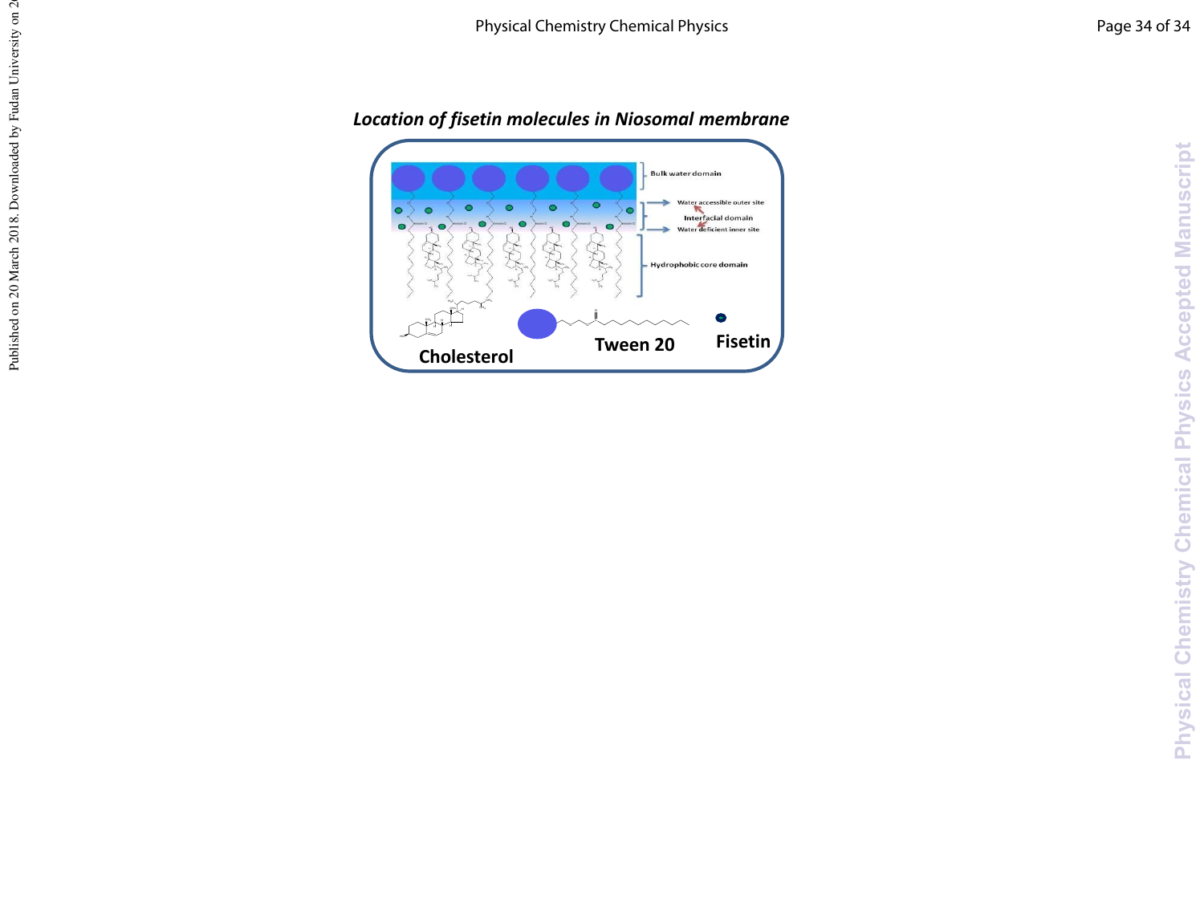***Location of fisetin molecules in Niosomal membrane***

Bulk water domain

Water accessible outer site

Interfacial domain

Water deficient inner site

Hydrophobic core domain

Cholesterol

Tween 20

Fisetin